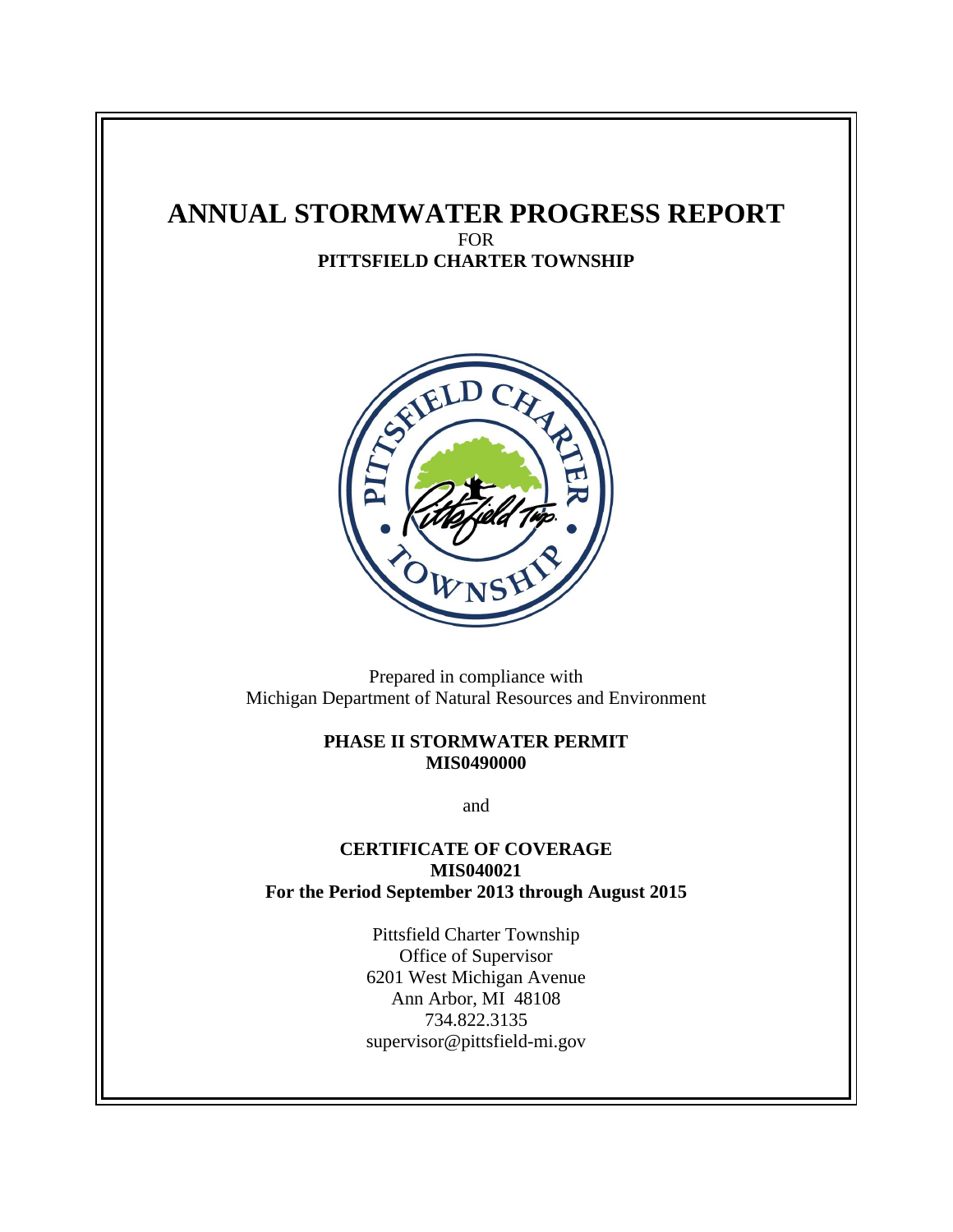# ANNUAL STORMWATER PROGRESS REPORT

FOR

**PITTSFIELD CHARTER TOWNSHIP**

Prepared in compliance with
Michigan Department of Natural Resources and Environment

**PHASE II STORMWATER PERMIT**
**MIS0490000**

and

**CERTIFICATE OF COVERAGE**
**MIS040021**
**For the Period September 2013 through August 2015**

Pittsfield Charter Township
Office of Supervisor
6201 West Michigan Avenue
Ann Arbor, MI 48108
734.822.3135
supervisor@pittsfield-mi.gov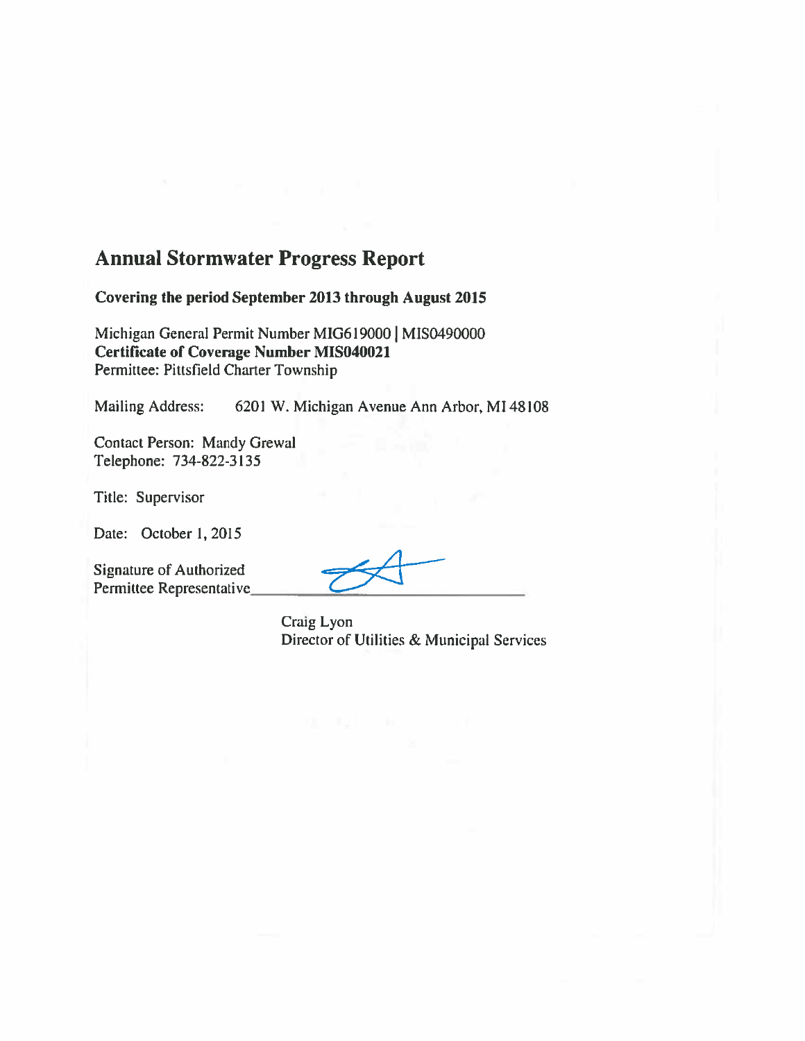# Annual Stormwater Progress Report

**Covering the period September 2013 through August 2015**

Michigan General Permit Number MIG619000 | MIS0490000
**Certificate of Coverage Number MIS040021**
Permittee: Pittsfield Charter Township

Mailing Address: 6201 W. Michigan Avenue Ann Arbor, MI 48108

Contact Person: Mandy Grewal
Telephone: 734-822-3135

Title: Supervisor

Date: October 1, 2015

Signature of Authorized Permittee Representative\_\_\_\_\_\_\_\_\_\_\_\_\_\_\_\_\_\_\_\_\_\_\_\_

Craig Lyon
Director of Utilities & Municipal Services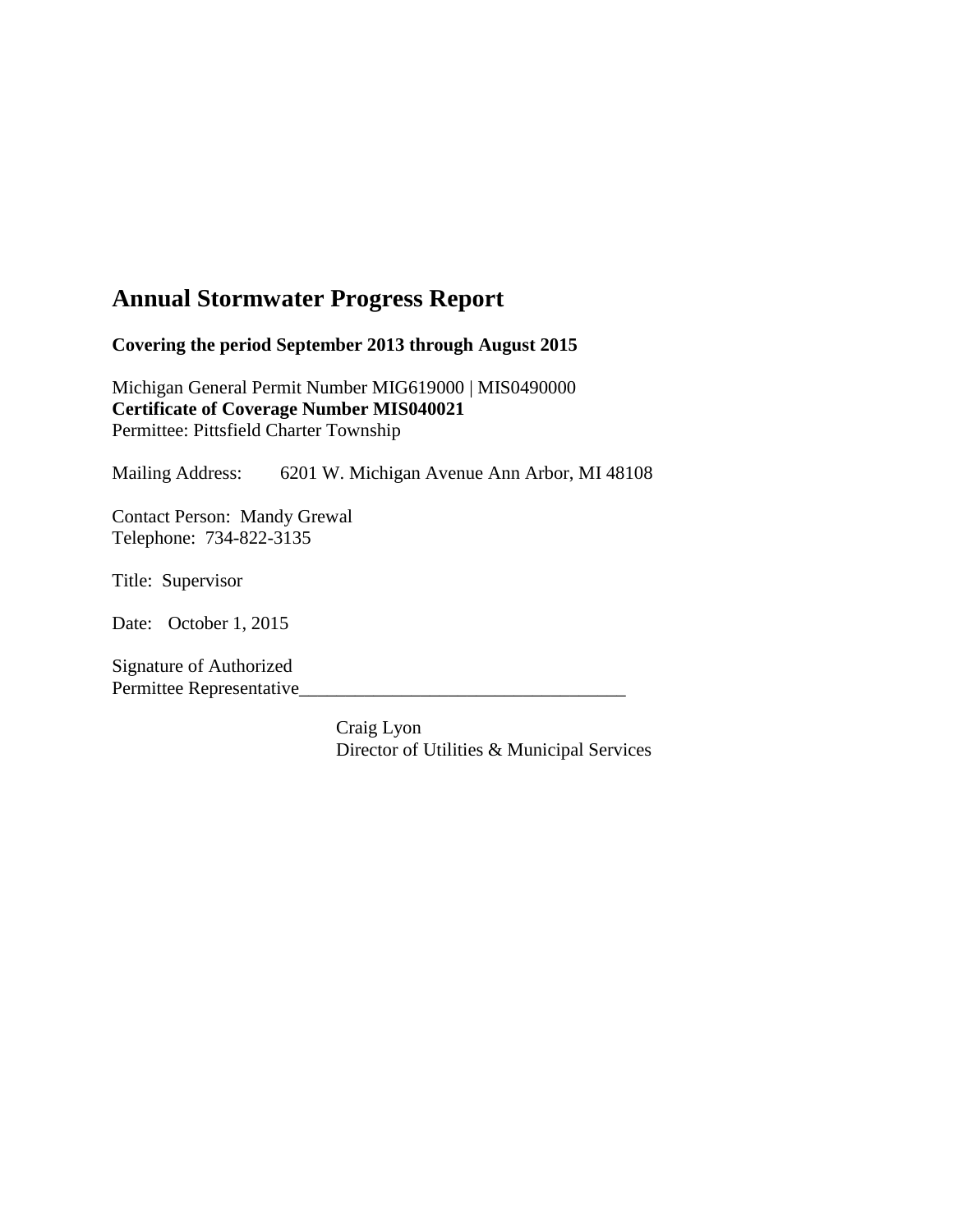# Annual Stormwater Progress Report

**Covering the period September 2013 through August 2015**

Michigan General Permit Number MIG619000 | MIS0490000
**Certificate of Coverage Number MIS040021**
Permittee: Pittsfield Charter Township

Mailing Address: 6201 W. Michigan Avenue Ann Arbor, MI 48108

Contact Person: Mandy Grewal
Telephone: 734-822-3135

Title: Supervisor

Date: October 1, 2015

Signature of Authorized
Permittee Representative___________________________________

Craig Lyon
Director of Utilities & Municipal Services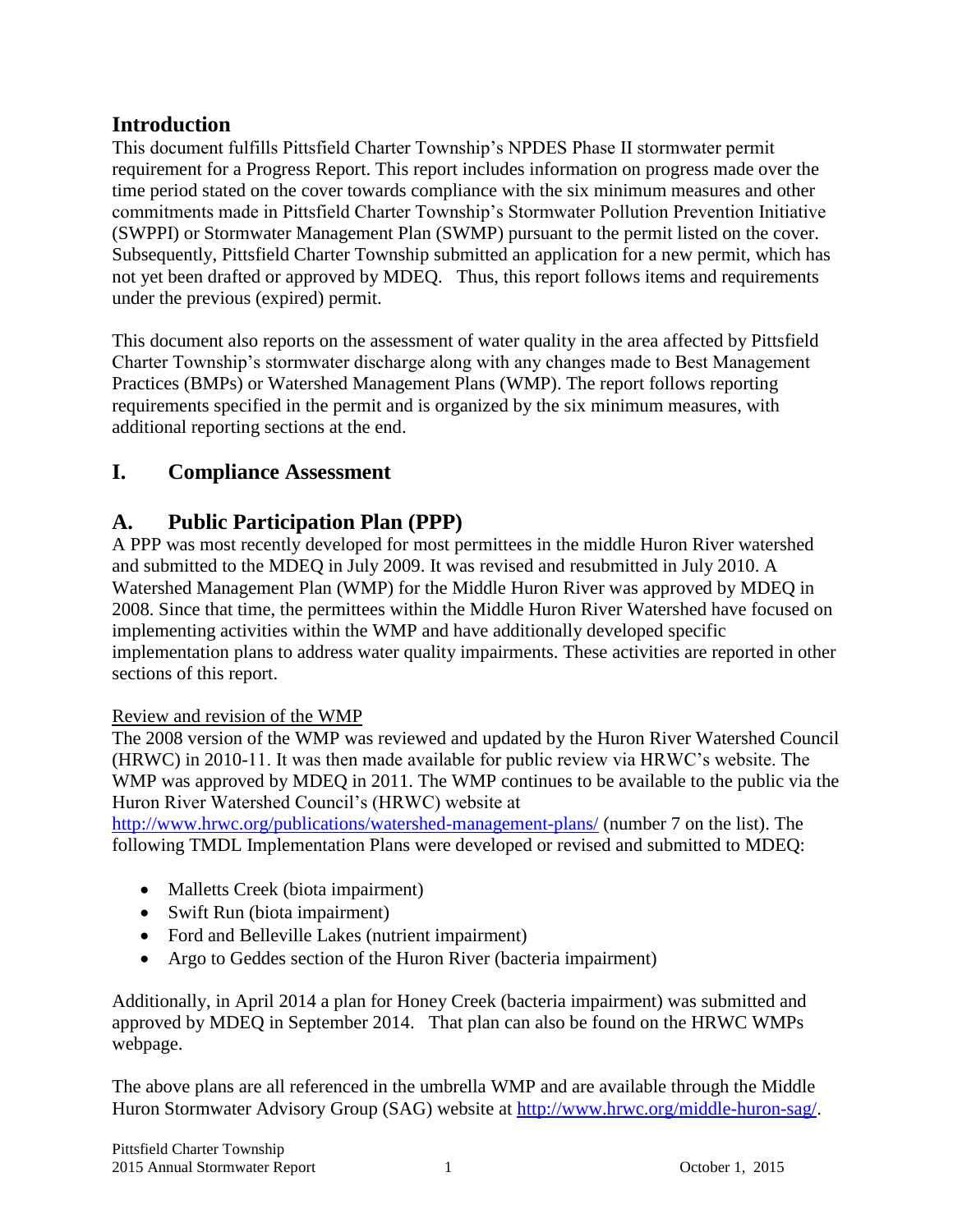## Introduction

This document fulfills Pittsfield Charter Township's NPDES Phase II stormwater permit requirement for a Progress Report. This report includes information on progress made over the time period stated on the cover towards compliance with the six minimum measures and other commitments made in Pittsfield Charter Township's Stormwater Pollution Prevention Initiative (SWPPI) or Stormwater Management Plan (SWMP) pursuant to the permit listed on the cover. Subsequently, Pittsfield Charter Township submitted an application for a new permit, which has not yet been drafted or approved by MDEQ. Thus, this report follows items and requirements under the previous (expired) permit.

This document also reports on the assessment of water quality in the area affected by Pittsfield Charter Township's stormwater discharge along with any changes made to Best Management Practices (BMPs) or Watershed Management Plans (WMP). The report follows reporting requirements specified in the permit and is organized by the six minimum measures, with additional reporting sections at the end.

# I. Compliance Assessment

## A. Public Participation Plan (PPP)

A PPP was most recently developed for most permittees in the middle Huron River watershed and submitted to the MDEQ in July 2009. It was revised and resubmitted in July 2010. A Watershed Management Plan (WMP) for the Middle Huron River was approved by MDEQ in 2008. Since that time, the permittees within the Middle Huron River Watershed have focused on implementing activities within the WMP and have additionally developed specific implementation plans to address water quality impairments. These activities are reported in other sections of this report.

Review and revision of the WMP

The 2008 version of the WMP was reviewed and updated by the Huron River Watershed Council (HRWC) in 2010-11. It was then made available for public review via HRWC's website. The WMP was approved by MDEQ in 2011. The WMP continues to be available to the public via the Huron River Watershed Council's (HRWC) website at http://www.hrwc.org/publications/watershed-management-plans/ (number 7 on the list). The following TMDL Implementation Plans were developed or revised and submitted to MDEQ:

- Malletts Creek (biota impairment)
- Swift Run (biota impairment)
- Ford and Belleville Lakes (nutrient impairment)
- Argo to Geddes section of the Huron River (bacteria impairment)

Additionally, in April 2014 a plan for Honey Creek (bacteria impairment) was submitted and approved by MDEQ in September 2014. That plan can also be found on the HRWC WMPs webpage.

The above plans are all referenced in the umbrella WMP and are available through the Middle Huron Stormwater Advisory Group (SAG) website at http://www.hrwc.org/middle-huron-sag/.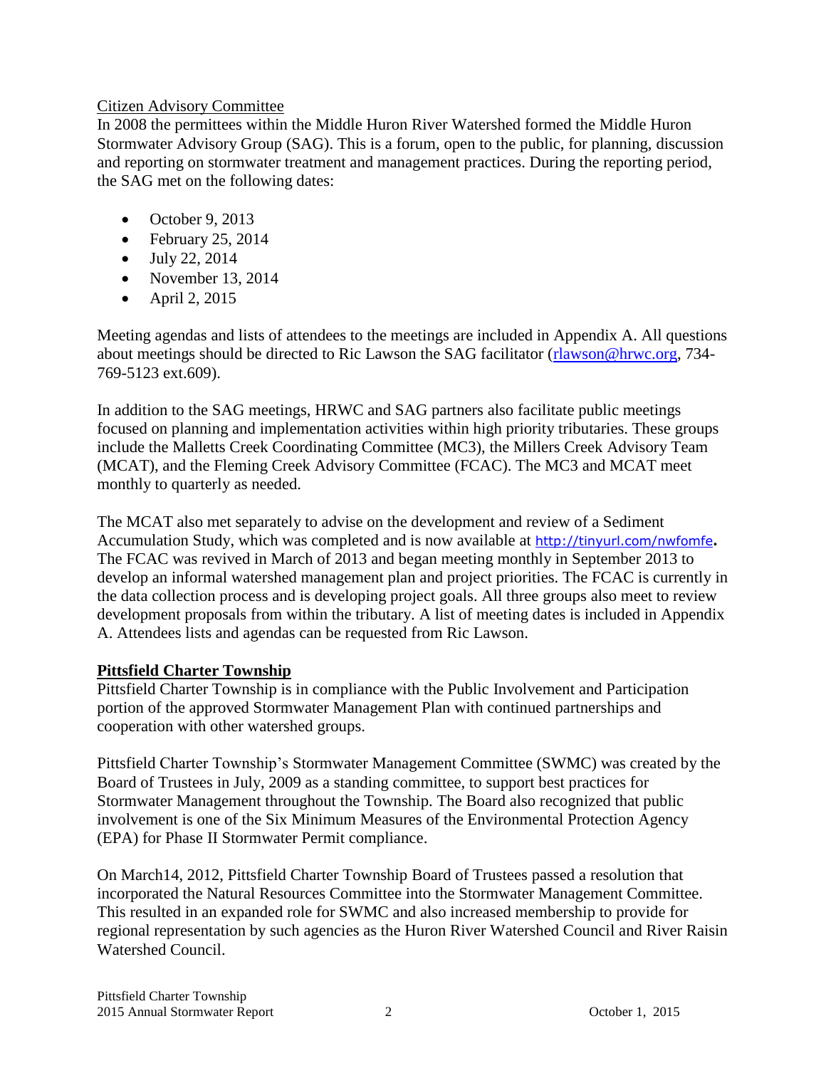Citizen Advisory Committee

In 2008 the permittees within the Middle Huron River Watershed formed the Middle Huron Stormwater Advisory Group (SAG). This is a forum, open to the public, for planning, discussion and reporting on stormwater treatment and management practices. During the reporting period, the SAG met on the following dates:

- October 9, 2013
- February 25, 2014
- July 22, 2014
- November 13, 2014
- April 2, 2015

Meeting agendas and lists of attendees to the meetings are included in Appendix A. All questions about meetings should be directed to Ric Lawson the SAG facilitator (rlawson@hrwc.org, 734-769-5123 ext.609).

In addition to the SAG meetings, HRWC and SAG partners also facilitate public meetings focused on planning and implementation activities within high priority tributaries. These groups include the Malletts Creek Coordinating Committee (MC3), the Millers Creek Advisory Team (MCAT), and the Fleming Creek Advisory Committee (FCAC). The MC3 and MCAT meet monthly to quarterly as needed.

The MCAT also met separately to advise on the development and review of a Sediment Accumulation Study, which was completed and is now available at http://tinyurl.com/nwfomfe**.** The FCAC was revived in March of 2013 and began meeting monthly in September 2013 to develop an informal watershed management plan and project priorities. The FCAC is currently in the data collection process and is developing project goals. All three groups also meet to review development proposals from within the tributary. A list of meeting dates is included in Appendix A. Attendees lists and agendas can be requested from Ric Lawson.

**Pittsfield Charter Township**

Pittsfield Charter Township is in compliance with the Public Involvement and Participation portion of the approved Stormwater Management Plan with continued partnerships and cooperation with other watershed groups.

Pittsfield Charter Township's Stormwater Management Committee (SWMC) was created by the Board of Trustees in July, 2009 as a standing committee, to support best practices for Stormwater Management throughout the Township. The Board also recognized that public involvement is one of the Six Minimum Measures of the Environmental Protection Agency (EPA) for Phase II Stormwater Permit compliance.

On March14, 2012, Pittsfield Charter Township Board of Trustees passed a resolution that incorporated the Natural Resources Committee into the Stormwater Management Committee. This resulted in an expanded role for SWMC and also increased membership to provide for regional representation by such agencies as the Huron River Watershed Council and River Raisin Watershed Council.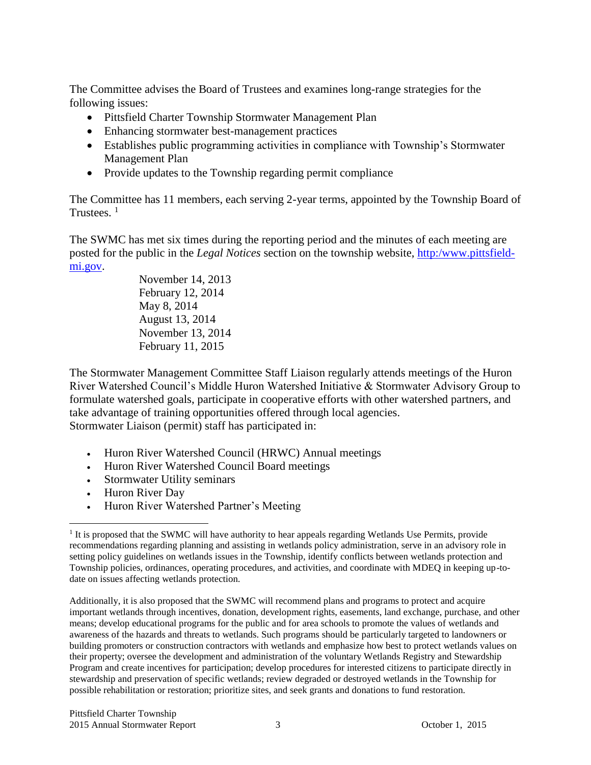The Committee advises the Board of Trustees and examines long-range strategies for the following issues:

- Pittsfield Charter Township Stormwater Management Plan
- Enhancing stormwater best-management practices
- Establishes public programming activities in compliance with Township's Stormwater Management Plan
- Provide updates to the Township regarding permit compliance

The Committee has 11 members, each serving 2-year terms, appointed by the Township Board of Trustees. [1]

The SWMC has met six times during the reporting period and the minutes of each meeting are posted for the public in the *Legal Notices* section on the township website, [http:/www.pittsfield-mi.gov](http:/www.pittsfield-mi.gov).

November 14, 2013
February 12, 2014
May 8, 2014
August 13, 2014
November 13, 2014
February 11, 2015

The Stormwater Management Committee Staff Liaison regularly attends meetings of the Huron River Watershed Council's Middle Huron Watershed Initiative & Stormwater Advisory Group to formulate watershed goals, participate in cooperative efforts with other watershed partners, and take advantage of training opportunities offered through local agencies.
Stormwater Liaison (permit) staff has participated in:

- Huron River Watershed Council (HRWC) Annual meetings
- Huron River Watershed Council Board meetings
- Stormwater Utility seminars
- Huron River Day
- Huron River Watershed Partner's Meeting

---

[1] It is proposed that the SWMC will have authority to hear appeals regarding Wetlands Use Permits, provide recommendations regarding planning and assisting in wetlands policy administration, serve in an advisory role in setting policy guidelines on wetlands issues in the Township, identify conflicts between wetlands protection and Township policies, ordinances, operating procedures, and activities, and coordinate with MDEQ in keeping up-to-date on issues affecting wetlands protection.

Additionally, it is also proposed that the SWMC will recommend plans and programs to protect and acquire important wetlands through incentives, donation, development rights, easements, land exchange, purchase, and other means; develop educational programs for the public and for area schools to promote the values of wetlands and awareness of the hazards and threats to wetlands. Such programs should be particularly targeted to landowners or building promoters or construction contractors with wetlands and emphasize how best to protect wetlands values on their property; oversee the development and administration of the voluntary Wetlands Registry and Stewardship Program and create incentives for participation; develop procedures for interested citizens to participate directly in stewardship and preservation of specific wetlands; review degraded or destroyed wetlands in the Township for possible rehabilitation or restoration; prioritize sites, and seek grants and donations to fund restoration.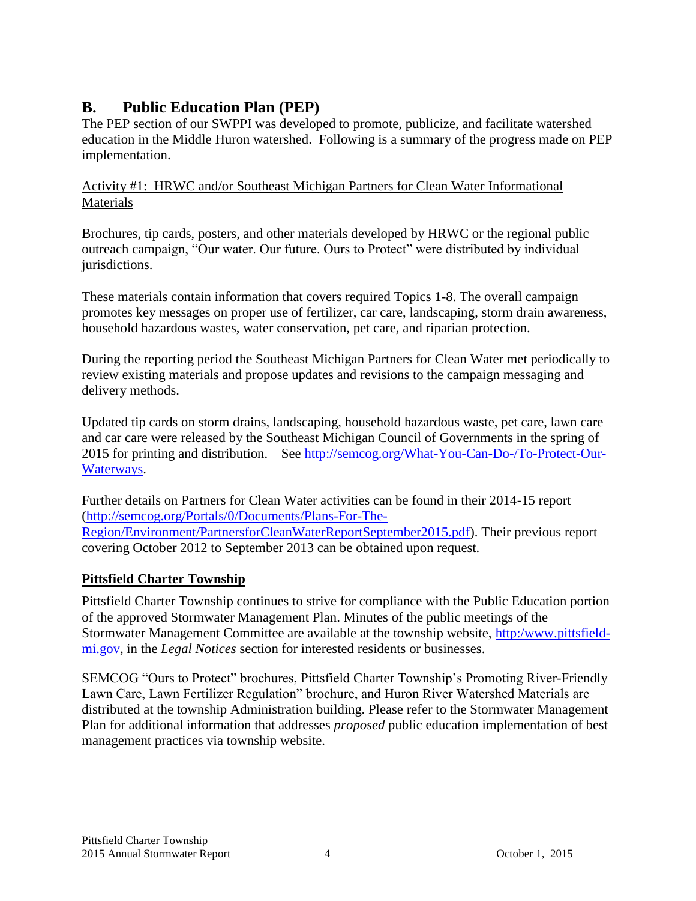## B. Public Education Plan (PEP)

The PEP section of our SWPPI was developed to promote, publicize, and facilitate watershed education in the Middle Huron watershed. Following is a summary of the progress made on PEP implementation.

Activity #1: HRWC and/or Southeast Michigan Partners for Clean Water Informational Materials

Brochures, tip cards, posters, and other materials developed by HRWC or the regional public outreach campaign, "Our water. Our future. Ours to Protect" were distributed by individual jurisdictions.

These materials contain information that covers required Topics 1-8. The overall campaign promotes key messages on proper use of fertilizer, car care, landscaping, storm drain awareness, household hazardous wastes, water conservation, pet care, and riparian protection.

During the reporting period the Southeast Michigan Partners for Clean Water met periodically to review existing materials and propose updates and revisions to the campaign messaging and delivery methods.

Updated tip cards on storm drains, landscaping, household hazardous waste, pet care, lawn care and car care were released by the Southeast Michigan Council of Governments in the spring of 2015 for printing and distribution. See http://semcog.org/What-You-Can-Do-/To-Protect-Our-Waterways.

Further details on Partners for Clean Water activities can be found in their 2014-15 report (http://semcog.org/Portals/0/Documents/Plans-For-The-Region/Environment/PartnersforCleanWaterReportSeptember2015.pdf). Their previous report covering October 2012 to September 2013 can be obtained upon request.

**Pittsfield Charter Township**

Pittsfield Charter Township continues to strive for compliance with the Public Education portion of the approved Stormwater Management Plan. Minutes of the public meetings of the Stormwater Management Committee are available at the township website, http:/www.pittsfield-mi.gov, in the *Legal Notices* section for interested residents or businesses.

SEMCOG "Ours to Protect" brochures, Pittsfield Charter Township's Promoting River-Friendly Lawn Care, Lawn Fertilizer Regulation" brochure, and Huron River Watershed Materials are distributed at the township Administration building. Please refer to the Stormwater Management Plan for additional information that addresses *proposed* public education implementation of best management practices via township website.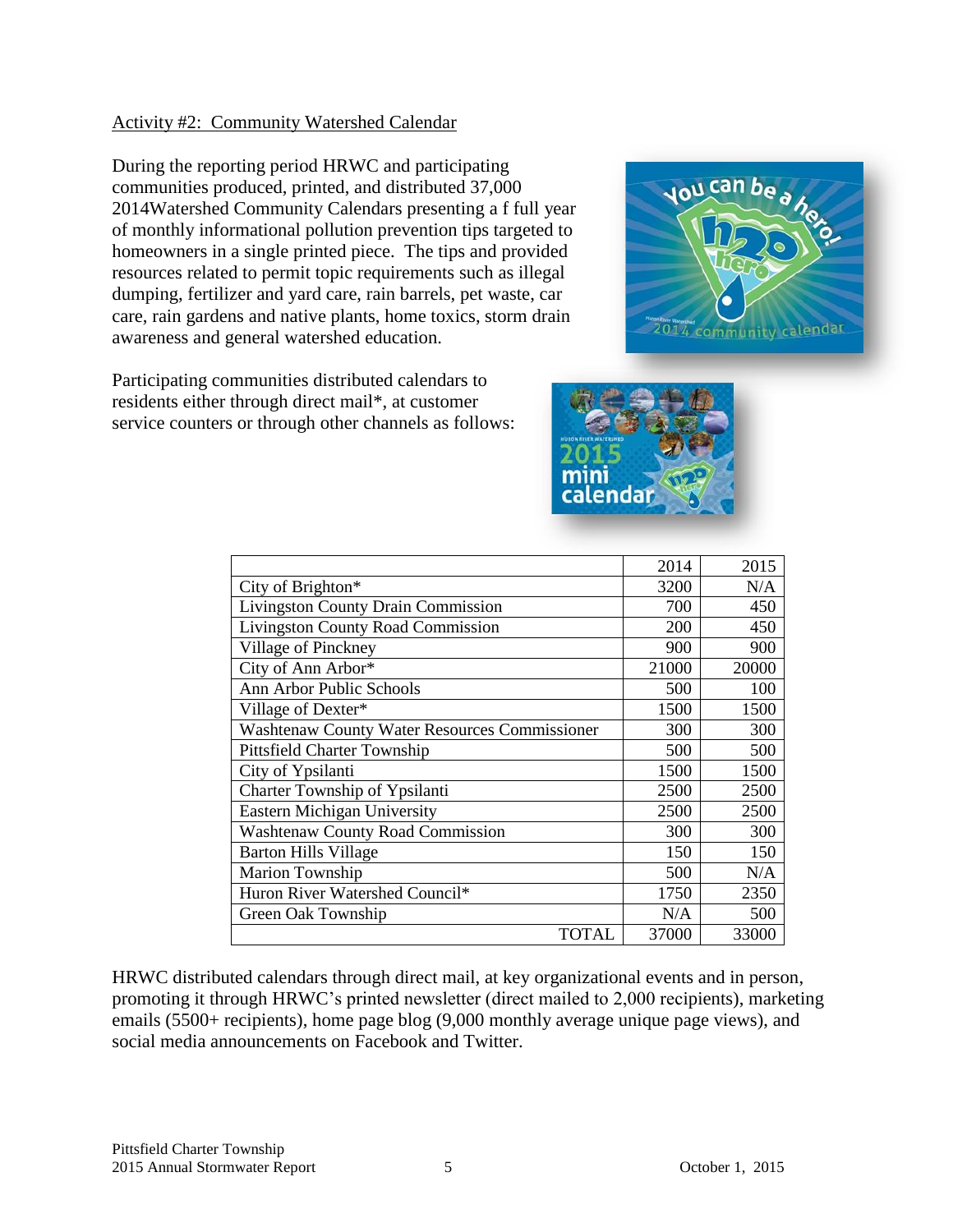Activity #2: Community Watershed Calendar

During the reporting period HRWC and participating communities produced, printed, and distributed 37,000 2014Watershed Community Calendars presenting a f full year of monthly informational pollution prevention tips targeted to homeowners in a single printed piece. The tips and provided resources related to permit topic requirements such as illegal dumping, fertilizer and yard care, rain barrels, pet waste, car care, rain gardens and native plants, home toxics, storm drain awareness and general watershed education.

Participating communities distributed calendars to residents either through direct mail*, at customer service counters or through other channels as follows:

| | 2014 | 2015 |
|---|---|---|
| City of Brighton* | 3200 | N/A |
| Livingston County Drain Commission | 700 | 450 |
| Livingston County Road Commission | 200 | 450 |
| Village of Pinckney | 900 | 900 |
| City of Ann Arbor* | 21000 | 20000 |
| Ann Arbor Public Schools | 500 | 100 |
| Village of Dexter* | 1500 | 1500 |
| Washtenaw County Water Resources Commissioner | 300 | 300 |
| Pittsfield Charter Township | 500 | 500 |
| City of Ypsilanti | 1500 | 1500 |
| Charter Township of Ypsilanti | 2500 | 2500 |
| Eastern Michigan University | 2500 | 2500 |
| Washtenaw County Road Commission | 300 | 300 |
| Barton Hills Village | 150 | 150 |
| Marion Township | 500 | N/A |
| Huron River Watershed Council* | 1750 | 2350 |
| Green Oak Township | N/A | 500 |
| TOTAL | 37000 | 33000 |

HRWC distributed calendars through direct mail, at key organizational events and in person, promoting it through HRWC's printed newsletter (direct mailed to 2,000 recipients), marketing emails (5500+ recipients), home page blog (9,000 monthly average unique page views), and social media announcements on Facebook and Twitter.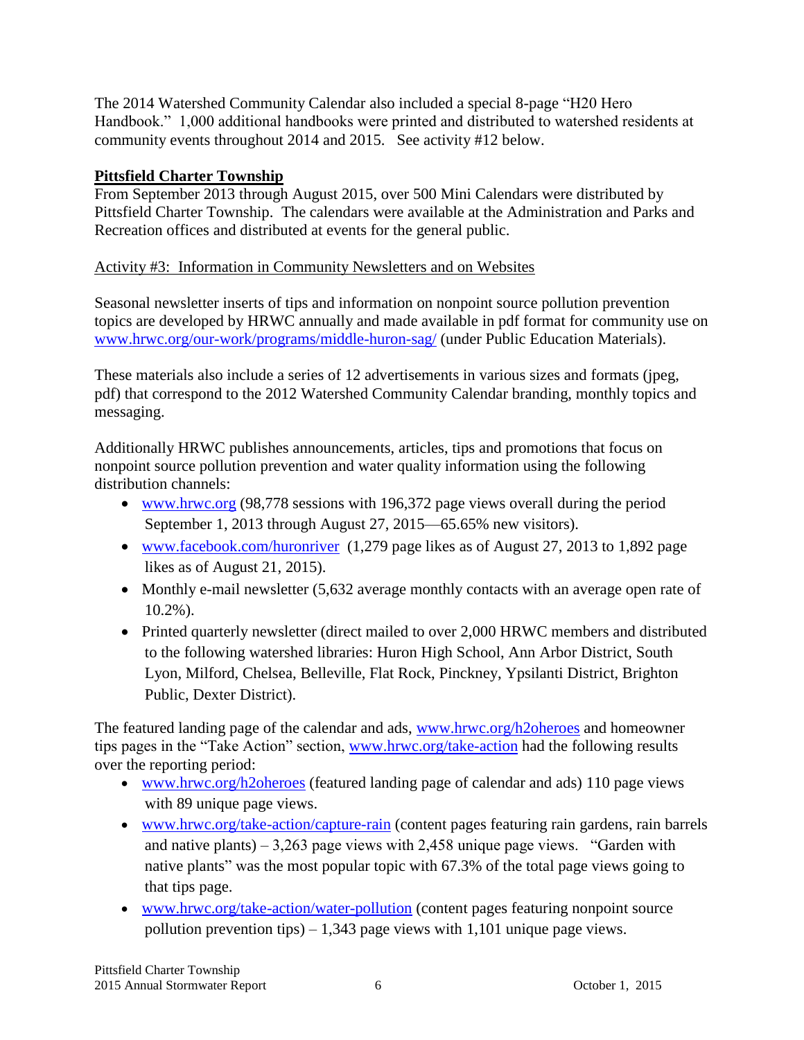The 2014 Watershed Community Calendar also included a special 8-page "H20 Hero Handbook." 1,000 additional handbooks were printed and distributed to watershed residents at community events throughout 2014 and 2015. See activity #12 below.

**Pittsfield Charter Township**

From September 2013 through August 2015, over 500 Mini Calendars were distributed by Pittsfield Charter Township. The calendars were available at the Administration and Parks and Recreation offices and distributed at events for the general public.

Activity #3: Information in Community Newsletters and on Websites

Seasonal newsletter inserts of tips and information on nonpoint source pollution prevention topics are developed by HRWC annually and made available in pdf format for community use on www.hrwc.org/our-work/programs/middle-huron-sag/ (under Public Education Materials).

These materials also include a series of 12 advertisements in various sizes and formats (jpeg, pdf) that correspond to the 2012 Watershed Community Calendar branding, monthly topics and messaging.

Additionally HRWC publishes announcements, articles, tips and promotions that focus on nonpoint source pollution prevention and water quality information using the following distribution channels:

- www.hrwc.org (98,778 sessions with 196,372 page views overall during the period September 1, 2013 through August 27, 2015—65.65% new visitors).
- www.facebook.com/huronriver (1,279 page likes as of August 27, 2013 to 1,892 page likes as of August 21, 2015).
- Monthly e-mail newsletter (5,632 average monthly contacts with an average open rate of 10.2%).
- Printed quarterly newsletter (direct mailed to over 2,000 HRWC members and distributed to the following watershed libraries: Huron High School, Ann Arbor District, South Lyon, Milford, Chelsea, Belleville, Flat Rock, Pinckney, Ypsilanti District, Brighton Public, Dexter District).

The featured landing page of the calendar and ads, www.hrwc.org/h2oheroes and homeowner tips pages in the "Take Action" section, www.hrwc.org/take-action had the following results over the reporting period:

- www.hrwc.org/h2oheroes (featured landing page of calendar and ads) 110 page views with 89 unique page views.
- www.hrwc.org/take-action/capture-rain (content pages featuring rain gardens, rain barrels and native plants) – 3,263 page views with 2,458 unique page views. "Garden with native plants" was the most popular topic with 67.3% of the total page views going to that tips page.
- www.hrwc.org/take-action/water-pollution (content pages featuring nonpoint source pollution prevention tips) – 1,343 page views with 1,101 unique page views.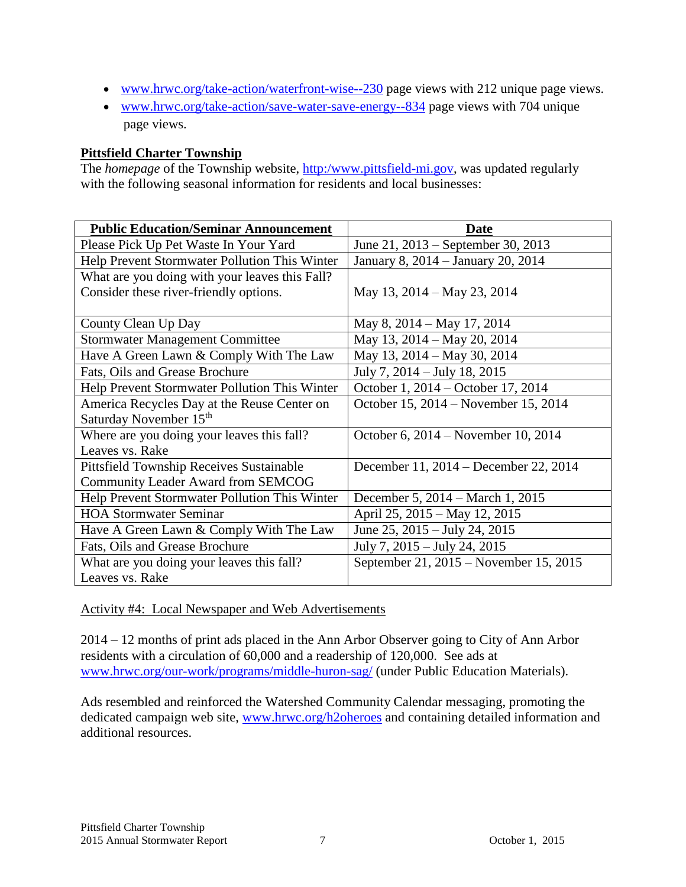- www.hrwc.org/take-action/waterfront-wise--230 page views with 212 unique page views.
- www.hrwc.org/take-action/save-water-save-energy--834 page views with 704 unique page views.

**Pittsfield Charter Township**

The *homepage* of the Township website, http:/www.pittsfield-mi.gov, was updated regularly with the following seasonal information for residents and local businesses:

| **Public Education/Seminar Announcement** | **Date** |
|---|---|
| Please Pick Up Pet Waste In Your Yard | June 21, 2013 – September 30, 2013 |
| Help Prevent Stormwater Pollution This Winter | January 8, 2014 – January 20, 2014 |
| What are you doing with your leaves this Fall? Consider these river-friendly options. | May 13, 2014 – May 23, 2014 |
| County Clean Up Day | May 8, 2014 – May 17, 2014 |
| Stormwater Management Committee | May 13, 2014 – May 20, 2014 |
| Have A Green Lawn & Comply With The Law | May 13, 2014 – May 30, 2014 |
| Fats, Oils and Grease Brochure | July 7, 2014 – July 18, 2015 |
| Help Prevent Stormwater Pollution This Winter | October 1, 2014 – October 17, 2014 |
| America Recycles Day at the Reuse Center on Saturday November 15th | October 15, 2014 – November 15, 2014 |
| Where are you doing your leaves this fall? Leaves vs. Rake | October 6, 2014 – November 10, 2014 |
| Pittsfield Township Receives Sustainable Community Leader Award from SEMCOG | December 11, 2014 – December 22, 2014 |
| Help Prevent Stormwater Pollution This Winter | December 5, 2014 – March 1, 2015 |
| HOA Stormwater Seminar | April 25, 2015 – May 12, 2015 |
| Have A Green Lawn & Comply With The Law | June 25, 2015 – July 24, 2015 |
| Fats, Oils and Grease Brochure | July 7, 2015 – July 24, 2015 |
| What are you doing your leaves this fall? Leaves vs. Rake | September 21, 2015 – November 15, 2015 |

Activity #4: Local Newspaper and Web Advertisements

2014 – 12 months of print ads placed in the Ann Arbor Observer going to City of Ann Arbor residents with a circulation of 60,000 and a readership of 120,000. See ads at www.hrwc.org/our-work/programs/middle-huron-sag/ (under Public Education Materials).

Ads resembled and reinforced the Watershed Community Calendar messaging, promoting the dedicated campaign web site, www.hrwc.org/h2oheroes and containing detailed information and additional resources.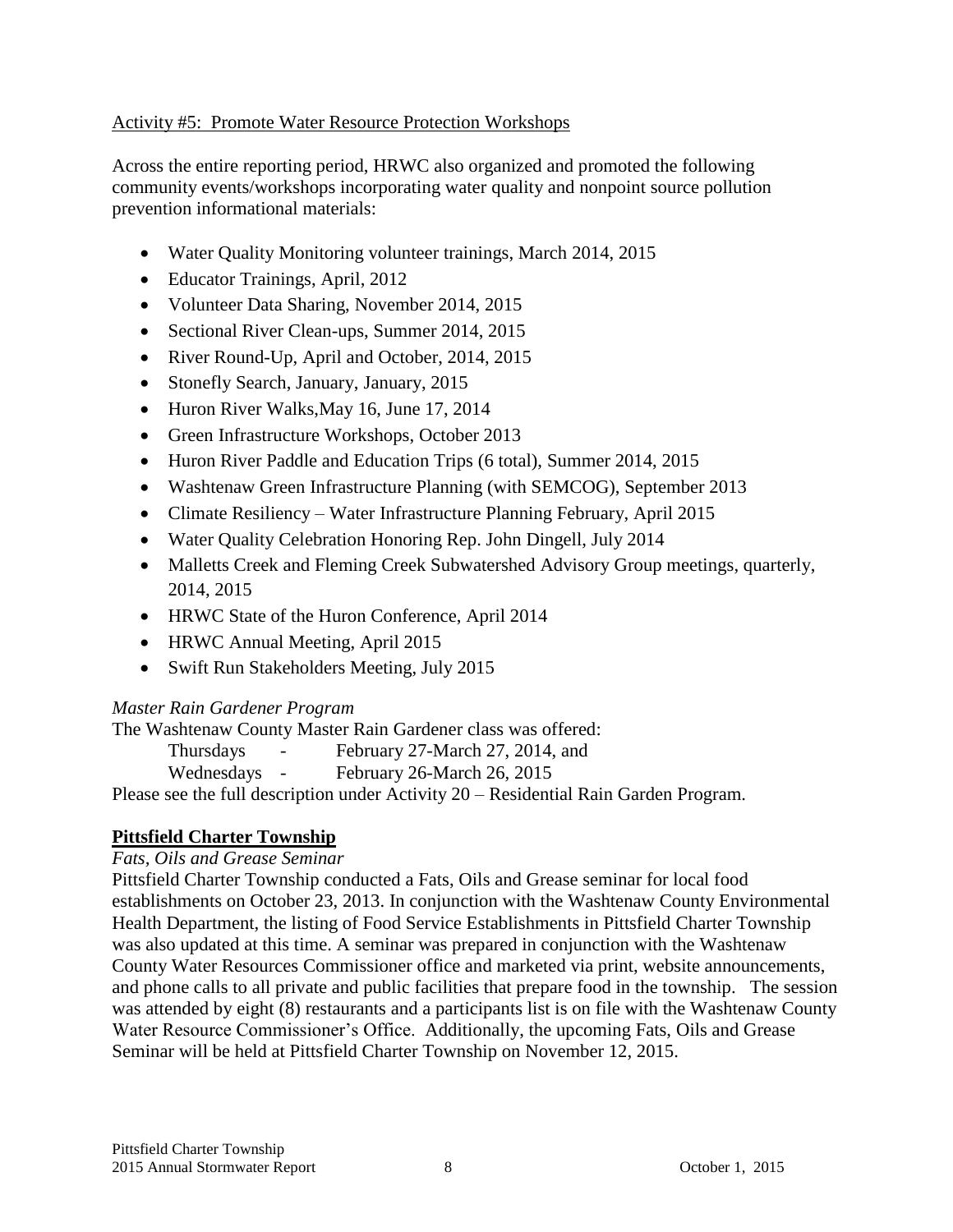Activity #5: Promote Water Resource Protection Workshops

Across the entire reporting period, HRWC also organized and promoted the following community events/workshops incorporating water quality and nonpoint source pollution prevention informational materials:

- Water Quality Monitoring volunteer trainings, March 2014, 2015
- Educator Trainings, April, 2012
- Volunteer Data Sharing, November 2014, 2015
- Sectional River Clean-ups, Summer 2014, 2015
- River Round-Up, April and October, 2014, 2015
- Stonefly Search, January, January, 2015
- Huron River Walks,May 16, June 17, 2014
- Green Infrastructure Workshops, October 2013
- Huron River Paddle and Education Trips (6 total), Summer 2014, 2015
- Washtenaw Green Infrastructure Planning (with SEMCOG), September 2013
- Climate Resiliency – Water Infrastructure Planning February, April 2015
- Water Quality Celebration Honoring Rep. John Dingell, July 2014
- Malletts Creek and Fleming Creek Subwatershed Advisory Group meetings, quarterly, 2014, 2015
- HRWC State of the Huron Conference, April 2014
- HRWC Annual Meeting, April 2015
- Swift Run Stakeholders Meeting, July 2015

*Master Rain Gardener Program*

The Washtenaw County Master Rain Gardener class was offered:

Thursdays - February 27-March 27, 2014, and

Wednesdays - February 26-March 26, 2015

Please see the full description under Activity 20 – Residential Rain Garden Program.

## Pittsfield Charter Township

*Fats, Oils and Grease Seminar*

Pittsfield Charter Township conducted a Fats, Oils and Grease seminar for local food establishments on October 23, 2013. In conjunction with the Washtenaw County Environmental Health Department, the listing of Food Service Establishments in Pittsfield Charter Township was also updated at this time. A seminar was prepared in conjunction with the Washtenaw County Water Resources Commissioner office and marketed via print, website announcements, and phone calls to all private and public facilities that prepare food in the township. The session was attended by eight (8) restaurants and a participants list is on file with the Washtenaw County Water Resource Commissioner's Office. Additionally, the upcoming Fats, Oils and Grease Seminar will be held at Pittsfield Charter Township on November 12, 2015.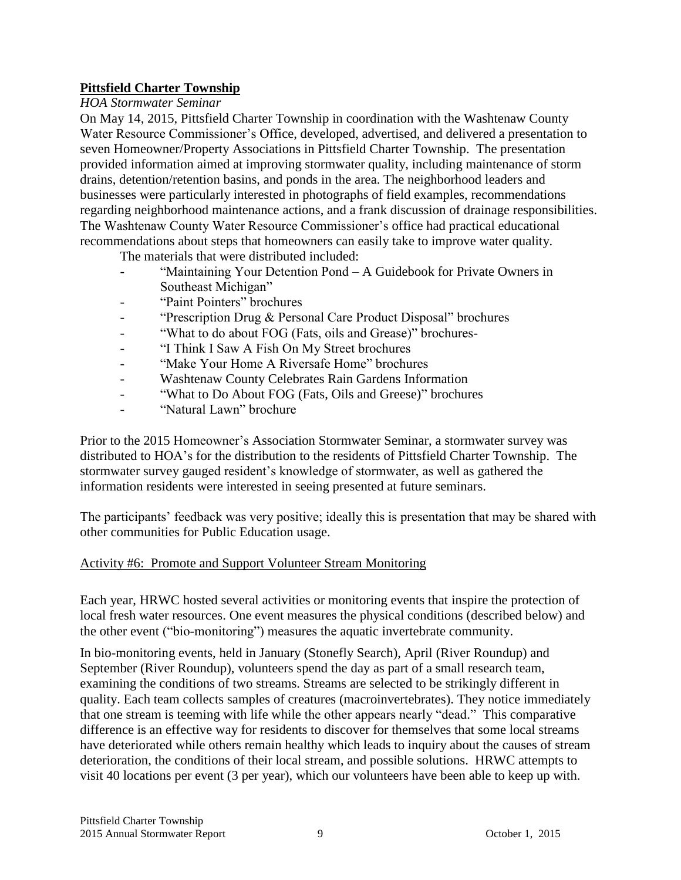**Pittsfield Charter Township**

*HOA Stormwater Seminar*

On May 14, 2015, Pittsfield Charter Township in coordination with the Washtenaw County Water Resource Commissioner's Office, developed, advertised, and delivered a presentation to seven Homeowner/Property Associations in Pittsfield Charter Township. The presentation provided information aimed at improving stormwater quality, including maintenance of storm drains, detention/retention basins, and ponds in the area. The neighborhood leaders and businesses were particularly interested in photographs of field examples, recommendations regarding neighborhood maintenance actions, and a frank discussion of drainage responsibilities. The Washtenaw County Water Resource Commissioner's office had practical educational recommendations about steps that homeowners can easily take to improve water quality.

The materials that were distributed included:

- "Maintaining Your Detention Pond – A Guidebook for Private Owners in Southeast Michigan"
- "Paint Pointers" brochures
- "Prescription Drug & Personal Care Product Disposal" brochures
- "What to do about FOG (Fats, oils and Grease)" brochures-
- "I Think I Saw A Fish On My Street brochures
- "Make Your Home A Riversafe Home" brochures
- Washtenaw County Celebrates Rain Gardens Information
- "What to Do About FOG (Fats, Oils and Greese)" brochures
- "Natural Lawn" brochure

Prior to the 2015 Homeowner's Association Stormwater Seminar, a stormwater survey was distributed to HOA's for the distribution to the residents of Pittsfield Charter Township. The stormwater survey gauged resident's knowledge of stormwater, as well as gathered the information residents were interested in seeing presented at future seminars.

The participants' feedback was very positive; ideally this is presentation that may be shared with other communities for Public Education usage.

<u>Activity #6: Promote and Support Volunteer Stream Monitoring</u>

Each year, HRWC hosted several activities or monitoring events that inspire the protection of local fresh water resources. One event measures the physical conditions (described below) and the other event ("bio-monitoring") measures the aquatic invertebrate community.

In bio-monitoring events, held in January (Stonefly Search), April (River Roundup) and September (River Roundup), volunteers spend the day as part of a small research team, examining the conditions of two streams. Streams are selected to be strikingly different in quality. Each team collects samples of creatures (macroinvertebrates). They notice immediately that one stream is teeming with life while the other appears nearly "dead." This comparative difference is an effective way for residents to discover for themselves that some local streams have deteriorated while others remain healthy which leads to inquiry about the causes of stream deterioration, the conditions of their local stream, and possible solutions. HRWC attempts to visit 40 locations per event (3 per year), which our volunteers have been able to keep up with.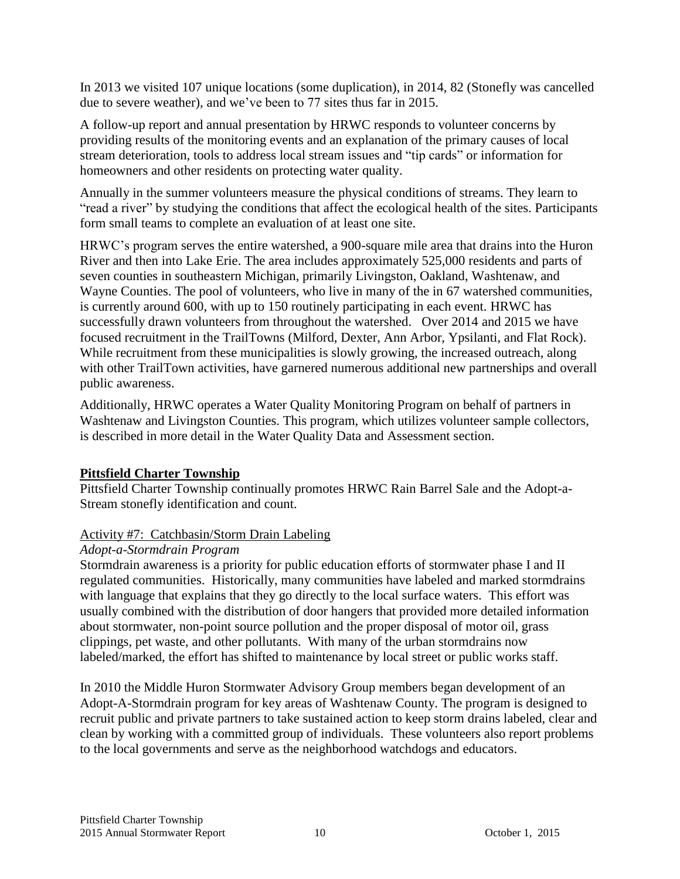In 2013 we visited 107 unique locations (some duplication), in 2014, 82 (Stonefly was cancelled due to severe weather), and we've been to 77 sites thus far in 2015.

A follow-up report and annual presentation by HRWC responds to volunteer concerns by providing results of the monitoring events and an explanation of the primary causes of local stream deterioration, tools to address local stream issues and "tip cards" or information for homeowners and other residents on protecting water quality.

Annually in the summer volunteers measure the physical conditions of streams. They learn to "read a river" by studying the conditions that affect the ecological health of the sites. Participants form small teams to complete an evaluation of at least one site.

HRWC's program serves the entire watershed, a 900-square mile area that drains into the Huron River and then into Lake Erie. The area includes approximately 525,000 residents and parts of seven counties in southeastern Michigan, primarily Livingston, Oakland, Washtenaw, and Wayne Counties. The pool of volunteers, who live in many of the in 67 watershed communities, is currently around 600, with up to 150 routinely participating in each event. HRWC has successfully drawn volunteers from throughout the watershed. Over 2014 and 2015 we have focused recruitment in the TrailTowns (Milford, Dexter, Ann Arbor, Ypsilanti, and Flat Rock). While recruitment from these municipalities is slowly growing, the increased outreach, along with other TrailTown activities, have garnered numerous additional new partnerships and overall public awareness.

Additionally, HRWC operates a Water Quality Monitoring Program on behalf of partners in Washtenaw and Livingston Counties. This program, which utilizes volunteer sample collectors, is described in more detail in the Water Quality Data and Assessment section.

**Pittsfield Charter Township**

Pittsfield Charter Township continually promotes HRWC Rain Barrel Sale and the Adopt-a-Stream stonefly identification and count.

Activity #7: Catchbasin/Storm Drain Labeling

*Adopt-a-Stormdrain Program*

Stormdrain awareness is a priority for public education efforts of stormwater phase I and II regulated communities. Historically, many communities have labeled and marked stormdrains with language that explains that they go directly to the local surface waters. This effort was usually combined with the distribution of door hangers that provided more detailed information about stormwater, non-point source pollution and the proper disposal of motor oil, grass clippings, pet waste, and other pollutants. With many of the urban stormdrains now labeled/marked, the effort has shifted to maintenance by local street or public works staff.

In 2010 the Middle Huron Stormwater Advisory Group members began development of an Adopt-A-Stormdrain program for key areas of Washtenaw County. The program is designed to recruit public and private partners to take sustained action to keep storm drains labeled, clear and clean by working with a committed group of individuals. These volunteers also report problems to the local governments and serve as the neighborhood watchdogs and educators.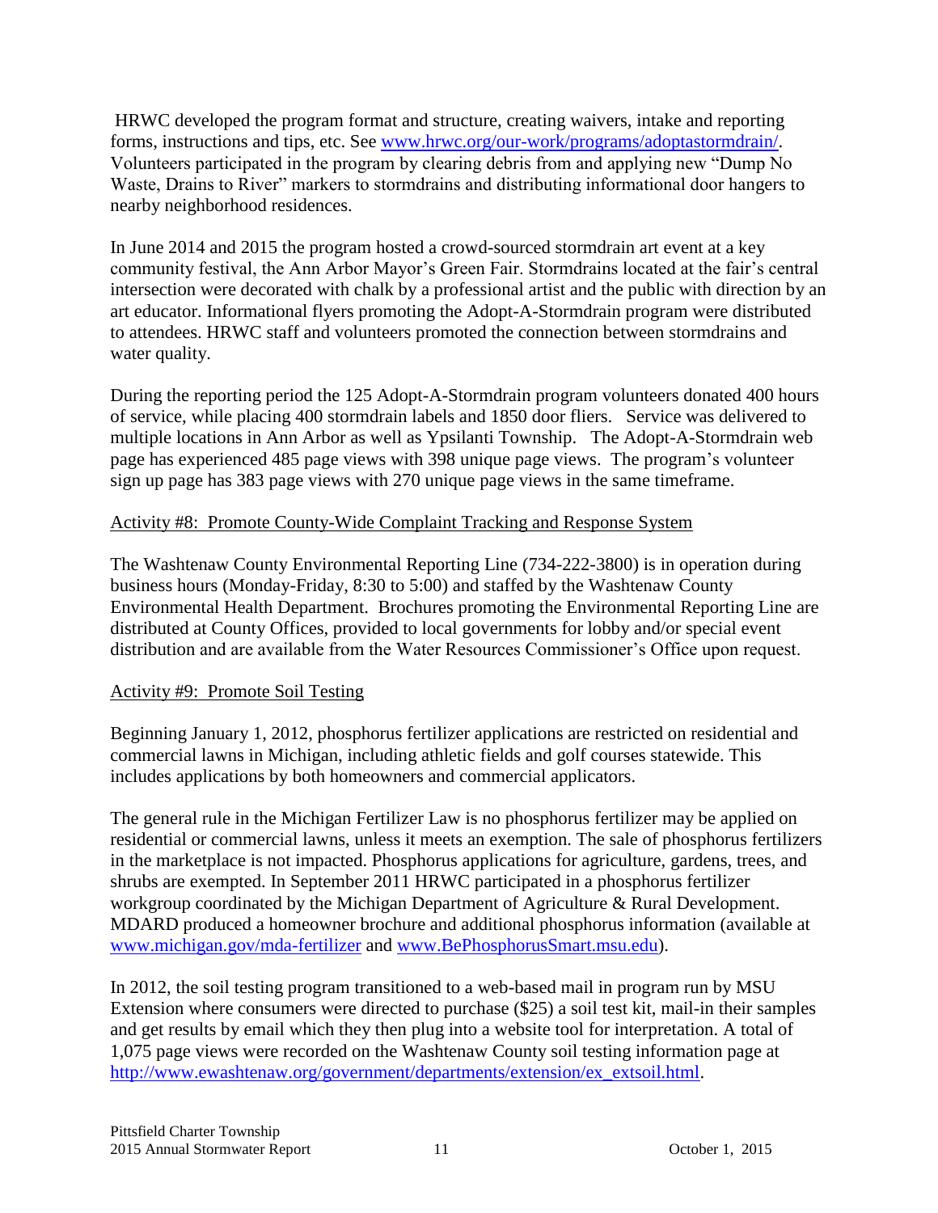HRWC developed the program format and structure, creating waivers, intake and reporting forms, instructions and tips, etc. See [www.hrwc.org/our-work/programs/adoptastormdrain/](www.hrwc.org/our-work/programs/adoptastormdrain/). Volunteers participated in the program by clearing debris from and applying new "Dump No Waste, Drains to River" markers to stormdrains and distributing informational door hangers to nearby neighborhood residences.

In June 2014 and 2015 the program hosted a crowd-sourced stormdrain art event at a key community festival, the Ann Arbor Mayor's Green Fair. Stormdrains located at the fair's central intersection were decorated with chalk by a professional artist and the public with direction by an art educator. Informational flyers promoting the Adopt-A-Stormdrain program were distributed to attendees. HRWC staff and volunteers promoted the connection between stormdrains and water quality.

During the reporting period the 125 Adopt-A-Stormdrain program volunteers donated 400 hours of service, while placing 400 stormdrain labels and 1850 door fliers. Service was delivered to multiple locations in Ann Arbor as well as Ypsilanti Township. The Adopt-A-Stormdrain web page has experienced 485 page views with 398 unique page views. The program's volunteer sign up page has 383 page views with 270 unique page views in the same timeframe.

Activity #8: Promote County-Wide Complaint Tracking and Response System

The Washtenaw County Environmental Reporting Line (734-222-3800) is in operation during business hours (Monday-Friday, 8:30 to 5:00) and staffed by the Washtenaw County Environmental Health Department. Brochures promoting the Environmental Reporting Line are distributed at County Offices, provided to local governments for lobby and/or special event distribution and are available from the Water Resources Commissioner's Office upon request.

Activity #9: Promote Soil Testing

Beginning January 1, 2012, phosphorus fertilizer applications are restricted on residential and commercial lawns in Michigan, including athletic fields and golf courses statewide. This includes applications by both homeowners and commercial applicators.

The general rule in the Michigan Fertilizer Law is no phosphorus fertilizer may be applied on residential or commercial lawns, unless it meets an exemption. The sale of phosphorus fertilizers in the marketplace is not impacted. Phosphorus applications for agriculture, gardens, trees, and shrubs are exempted. In September 2011 HRWC participated in a phosphorus fertilizer workgroup coordinated by the Michigan Department of Agriculture & Rural Development. MDARD produced a homeowner brochure and additional phosphorus information (available at [www.michigan.gov/mda-fertilizer](www.michigan.gov/mda-fertilizer) and [www.BePhosphorusSmart.msu.edu](www.BePhosphorusSmart.msu.edu)).

In 2012, the soil testing program transitioned to a web-based mail in program run by MSU Extension where consumers were directed to purchase ($25) a soil test kit, mail-in their samples and get results by email which they then plug into a website tool for interpretation. A total of 1,075 page views were recorded on the Washtenaw County soil testing information page at [http://www.ewashtenaw.org/government/departments/extension/ex_extsoil.html](http://www.ewashtenaw.org/government/departments/extension/ex_extsoil.html).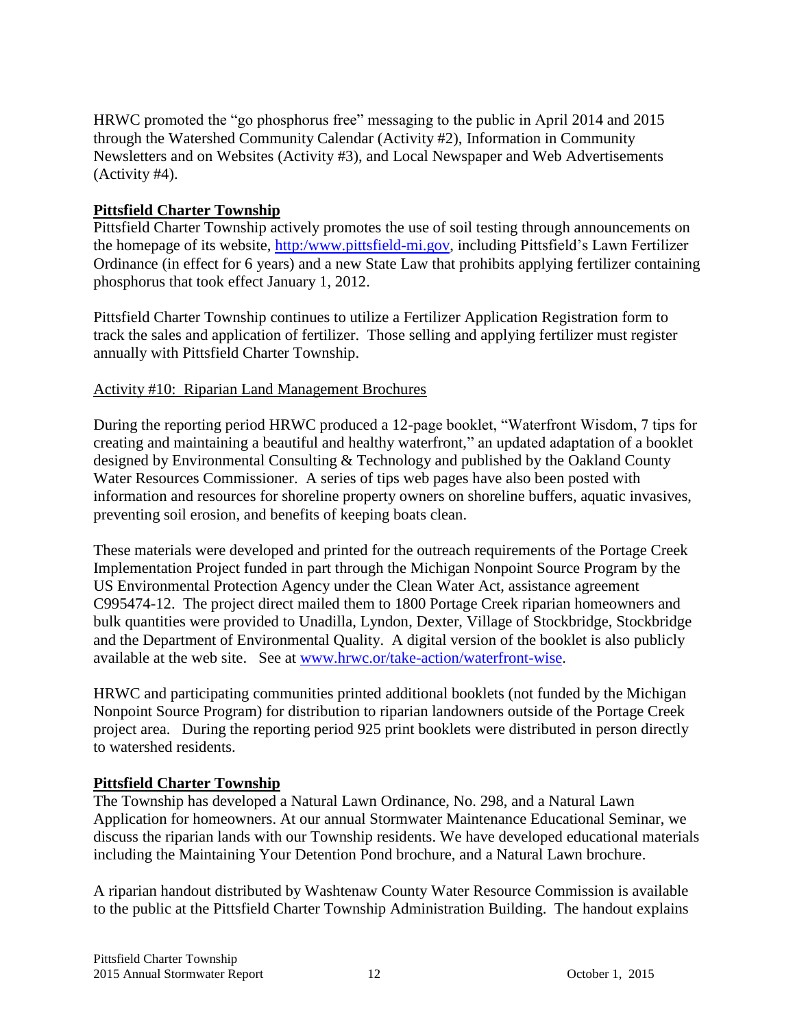HRWC promoted the "go phosphorus free" messaging to the public in April 2014 and 2015 through the Watershed Community Calendar (Activity #2), Information in Community Newsletters and on Websites (Activity #3), and Local Newspaper and Web Advertisements (Activity #4).

**Pittsfield Charter Township**

Pittsfield Charter Township actively promotes the use of soil testing through announcements on the homepage of its website, [http:/www.pittsfield-mi.gov](http:/www.pittsfield-mi.gov), including Pittsfield's Lawn Fertilizer Ordinance (in effect for 6 years) and a new State Law that prohibits applying fertilizer containing phosphorus that took effect January 1, 2012.

Pittsfield Charter Township continues to utilize a Fertilizer Application Registration form to track the sales and application of fertilizer. Those selling and applying fertilizer must register annually with Pittsfield Charter Township.

Activity #10: Riparian Land Management Brochures

During the reporting period HRWC produced a 12-page booklet, "Waterfront Wisdom, 7 tips for creating and maintaining a beautiful and healthy waterfront," an updated adaptation of a booklet designed by Environmental Consulting & Technology and published by the Oakland County Water Resources Commissioner. A series of tips web pages have also been posted with information and resources for shoreline property owners on shoreline buffers, aquatic invasives, preventing soil erosion, and benefits of keeping boats clean.

These materials were developed and printed for the outreach requirements of the Portage Creek Implementation Project funded in part through the Michigan Nonpoint Source Program by the US Environmental Protection Agency under the Clean Water Act, assistance agreement C995474-12. The project direct mailed them to 1800 Portage Creek riparian homeowners and bulk quantities were provided to Unadilla, Lyndon, Dexter, Village of Stockbridge, Stockbridge and the Department of Environmental Quality. A digital version of the booklet is also publicly available at the web site. See at [www.hrwc.or/take-action/waterfront-wise](www.hrwc.or/take-action/waterfront-wise).

HRWC and participating communities printed additional booklets (not funded by the Michigan Nonpoint Source Program) for distribution to riparian landowners outside of the Portage Creek project area. During the reporting period 925 print booklets were distributed in person directly to watershed residents.

**Pittsfield Charter Township**

The Township has developed a Natural Lawn Ordinance, No. 298, and a Natural Lawn Application for homeowners. At our annual Stormwater Maintenance Educational Seminar, we discuss the riparian lands with our Township residents. We have developed educational materials including the Maintaining Your Detention Pond brochure, and a Natural Lawn brochure.

A riparian handout distributed by Washtenaw County Water Resource Commission is available to the public at the Pittsfield Charter Township Administration Building. The handout explains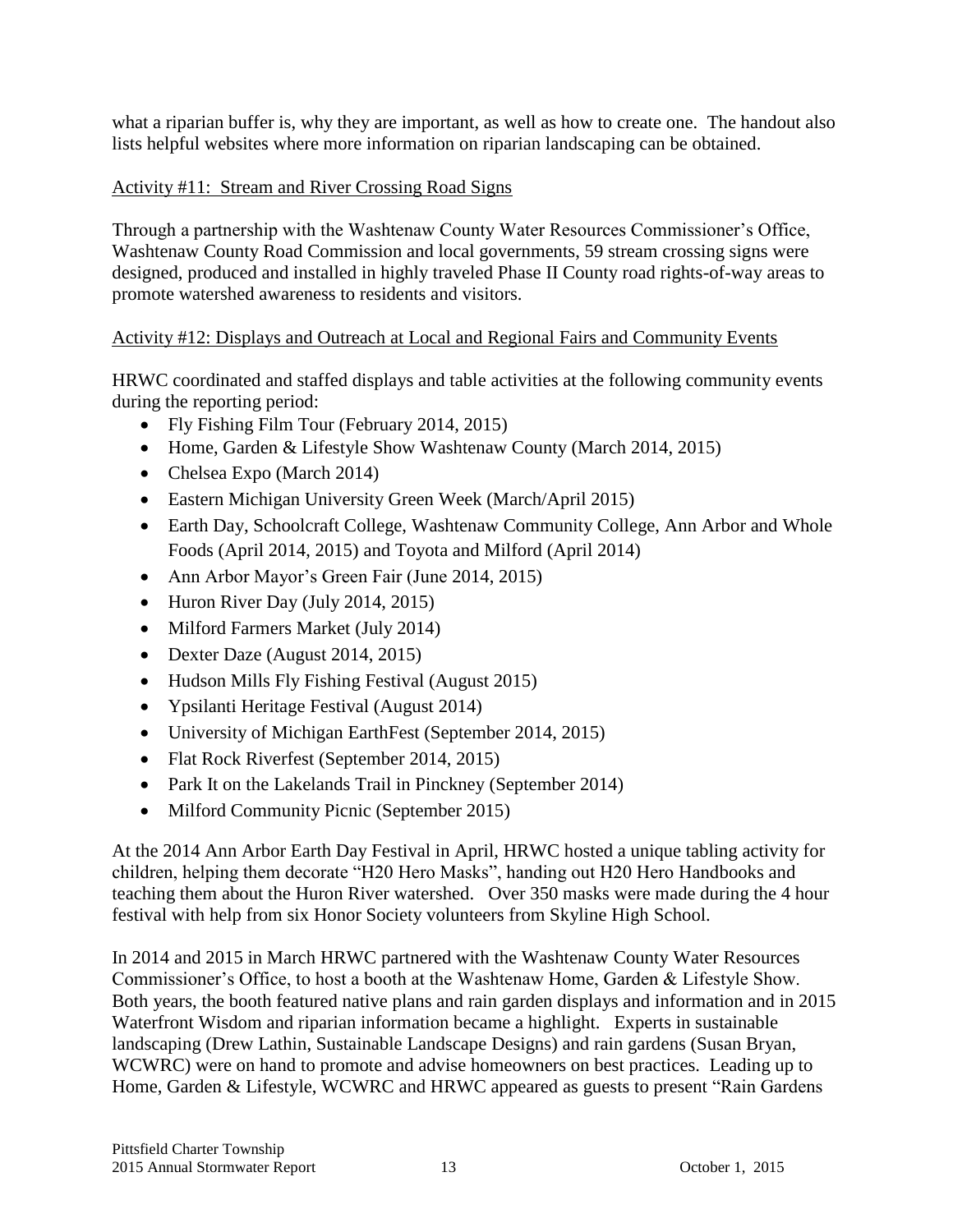what a riparian buffer is, why they are important, as well as how to create one. The handout also lists helpful websites where more information on riparian landscaping can be obtained.

<u>Activity #11: Stream and River Crossing Road Signs</u>

Through a partnership with the Washtenaw County Water Resources Commissioner's Office, Washtenaw County Road Commission and local governments, 59 stream crossing signs were designed, produced and installed in highly traveled Phase II County road rights-of-way areas to promote watershed awareness to residents and visitors.

<u>Activity #12: Displays and Outreach at Local and Regional Fairs and Community Events</u>

HRWC coordinated and staffed displays and table activities at the following community events during the reporting period:

- Fly Fishing Film Tour (February 2014, 2015)
- Home, Garden & Lifestyle Show Washtenaw County (March 2014, 2015)
- Chelsea Expo (March 2014)
- Eastern Michigan University Green Week (March/April 2015)
- Earth Day, Schoolcraft College, Washtenaw Community College, Ann Arbor and Whole Foods (April 2014, 2015) and Toyota and Milford (April 2014)
- Ann Arbor Mayor's Green Fair (June 2014, 2015)
- Huron River Day (July 2014, 2015)
- Milford Farmers Market (July 2014)
- Dexter Daze (August 2014, 2015)
- Hudson Mills Fly Fishing Festival (August 2015)
- Ypsilanti Heritage Festival (August 2014)
- University of Michigan EarthFest (September 2014, 2015)
- Flat Rock Riverfest (September 2014, 2015)
- Park It on the Lakelands Trail in Pinckney (September 2014)
- Milford Community Picnic (September 2015)

At the 2014 Ann Arbor Earth Day Festival in April, HRWC hosted a unique tabling activity for children, helping them decorate "H20 Hero Masks", handing out H20 Hero Handbooks and teaching them about the Huron River watershed. Over 350 masks were made during the 4 hour festival with help from six Honor Society volunteers from Skyline High School.

In 2014 and 2015 in March HRWC partnered with the Washtenaw County Water Resources Commissioner's Office, to host a booth at the Washtenaw Home, Garden & Lifestyle Show. Both years, the booth featured native plans and rain garden displays and information and in 2015 Waterfront Wisdom and riparian information became a highlight. Experts in sustainable landscaping (Drew Lathin, Sustainable Landscape Designs) and rain gardens (Susan Bryan, WCWRC) were on hand to promote and advise homeowners on best practices. Leading up to Home, Garden & Lifestyle, WCWRC and HRWC appeared as guests to present "Rain Gardens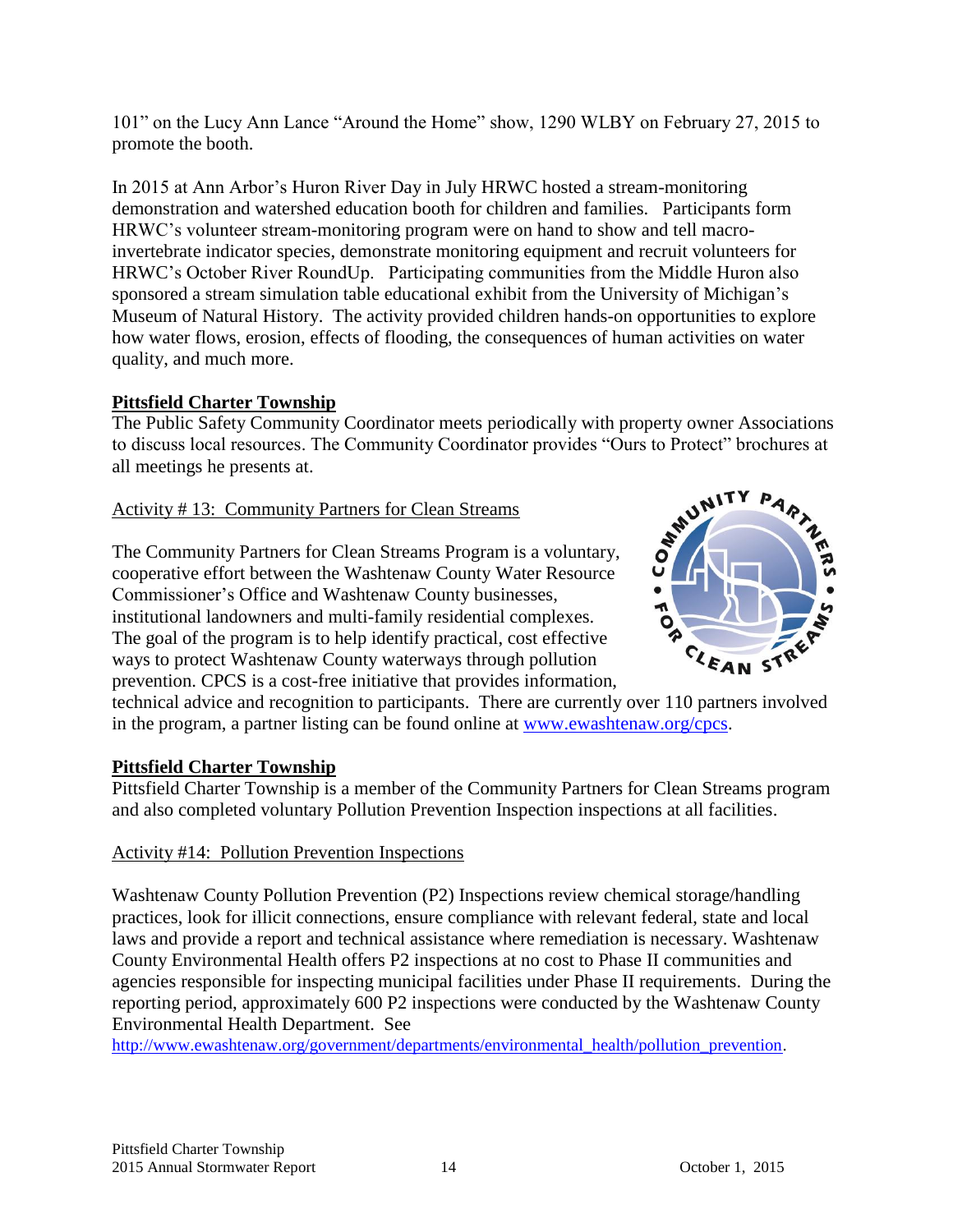101" on the Lucy Ann Lance "Around the Home" show, 1290 WLBY on February 27, 2015 to promote the booth.

In 2015 at Ann Arbor's Huron River Day in July HRWC hosted a stream-monitoring demonstration and watershed education booth for children and families. Participants form HRWC's volunteer stream-monitoring program were on hand to show and tell macro-invertebrate indicator species, demonstrate monitoring equipment and recruit volunteers for HRWC's October River RoundUp. Participating communities from the Middle Huron also sponsored a stream simulation table educational exhibit from the University of Michigan's Museum of Natural History. The activity provided children hands-on opportunities to explore how water flows, erosion, effects of flooding, the consequences of human activities on water quality, and much more.

**Pittsfield Charter Township**

The Public Safety Community Coordinator meets periodically with property owner Associations to discuss local resources. The Community Coordinator provides "Ours to Protect" brochures at all meetings he presents at.

Activity # 13: Community Partners for Clean Streams

The Community Partners for Clean Streams Program is a voluntary, cooperative effort between the Washtenaw County Water Resource Commissioner's Office and Washtenaw County businesses, institutional landowners and multi-family residential complexes. The goal of the program is to help identify practical, cost effective ways to protect Washtenaw County waterways through pollution prevention. CPCS is a cost-free initiative that provides information, technical advice and recognition to participants. There are currently over 110 partners involved in the program, a partner listing can be found online at www.ewashtenaw.org/cpcs.

**Pittsfield Charter Township**

Pittsfield Charter Township is a member of the Community Partners for Clean Streams program and also completed voluntary Pollution Prevention Inspection inspections at all facilities.

Activity #14: Pollution Prevention Inspections

Washtenaw County Pollution Prevention (P2) Inspections review chemical storage/handling practices, look for illicit connections, ensure compliance with relevant federal, state and local laws and provide a report and technical assistance where remediation is necessary. Washtenaw County Environmental Health offers P2 inspections at no cost to Phase II communities and agencies responsible for inspecting municipal facilities under Phase II requirements. During the reporting period, approximately 600 P2 inspections were conducted by the Washtenaw County Environmental Health Department. See http://www.ewashtenaw.org/government/departments/environmental_health/pollution_prevention.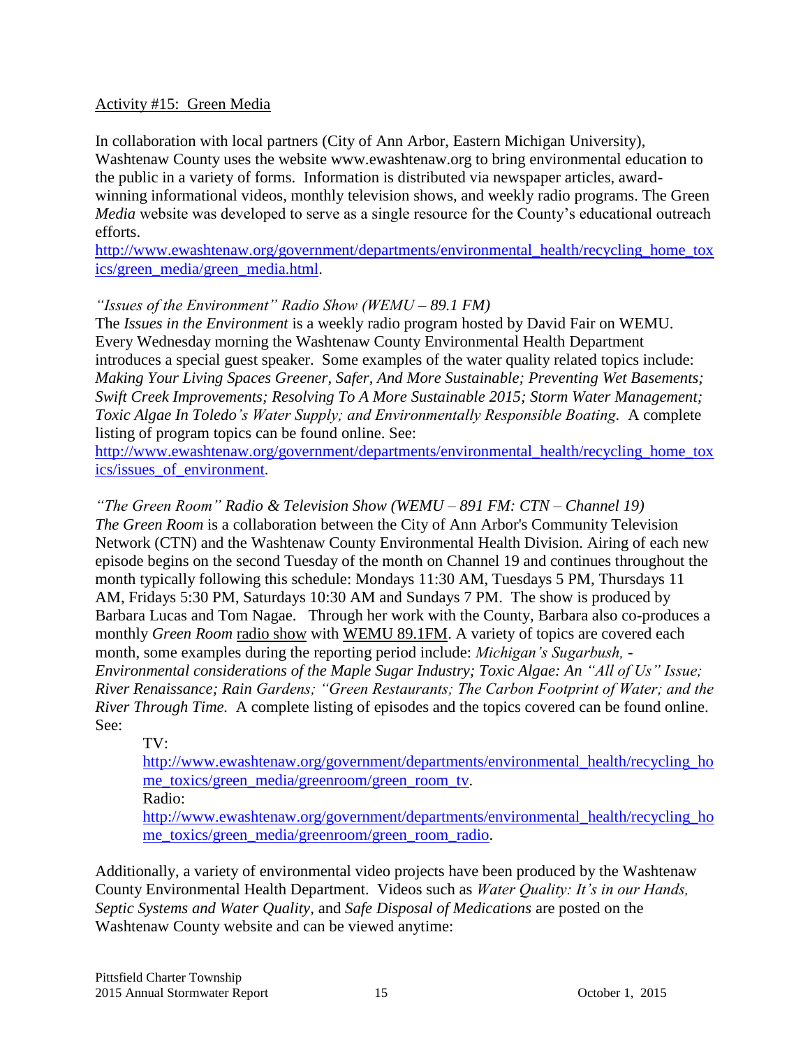Activity #15: Green Media

In collaboration with local partners (City of Ann Arbor, Eastern Michigan University), Washtenaw County uses the website www.ewashtenaw.org to bring environmental education to the public in a variety of forms. Information is distributed via newspaper articles, award-winning informational videos, monthly television shows, and weekly radio programs. The Green *Media* website was developed to serve as a single resource for the County's educational outreach efforts. http://www.ewashtenaw.org/government/departments/environmental_health/recycling_home_toxics/green_media/green_media.html.

*"Issues of the Environment" Radio Show (WEMU – 89.1 FM)*

The *Issues in the Environment* is a weekly radio program hosted by David Fair on WEMU. Every Wednesday morning the Washtenaw County Environmental Health Department introduces a special guest speaker. Some examples of the water quality related topics include: *Making Your Living Spaces Greener, Safer, And More Sustainable; Preventing Wet Basements; Swift Creek Improvements; Resolving To A More Sustainable 2015; Storm Water Management; Toxic Algae In Toledo's Water Supply; and Environmentally Responsible Boating.* A complete listing of program topics can be found online. See: http://www.ewashtenaw.org/government/departments/environmental_health/recycling_home_toxics/issues_of_environment.

*"The Green Room" Radio & Television Show (WEMU – 891 FM: CTN – Channel 19)*

*The Green Room* is a collaboration between the City of Ann Arbor's Community Television Network (CTN) and the Washtenaw County Environmental Health Division. Airing of each new episode begins on the second Tuesday of the month on Channel 19 and continues throughout the month typically following this schedule: Mondays 11:30 AM, Tuesdays 5 PM, Thursdays 11 AM, Fridays 5:30 PM, Saturdays 10:30 AM and Sundays 7 PM. The show is produced by Barbara Lucas and Tom Nagae. Through her work with the County, Barbara also co-produces a monthly *Green Room* radio show with WEMU 89.1FM. A variety of topics are covered each month, some examples during the reporting period include: *Michigan's Sugarbush, - Environmental considerations of the Maple Sugar Industry; Toxic Algae: An "All of Us" Issue; River Renaissance; Rain Gardens; "Green Restaurants; The Carbon Footprint of Water; and the River Through Time.* A complete listing of episodes and the topics covered can be found online. See:

TV:
http://www.ewashtenaw.org/government/departments/environmental_health/recycling_home_toxics/green_media/greenroom/green_room_tv.

Radio:
http://www.ewashtenaw.org/government/departments/environmental_health/recycling_home_toxics/green_media/greenroom/green_room_radio.

Additionally, a variety of environmental video projects have been produced by the Washtenaw County Environmental Health Department. Videos such as *Water Quality: It's in our Hands, Septic Systems and Water Quality,* and *Safe Disposal of Medications* are posted on the Washtenaw County website and can be viewed anytime: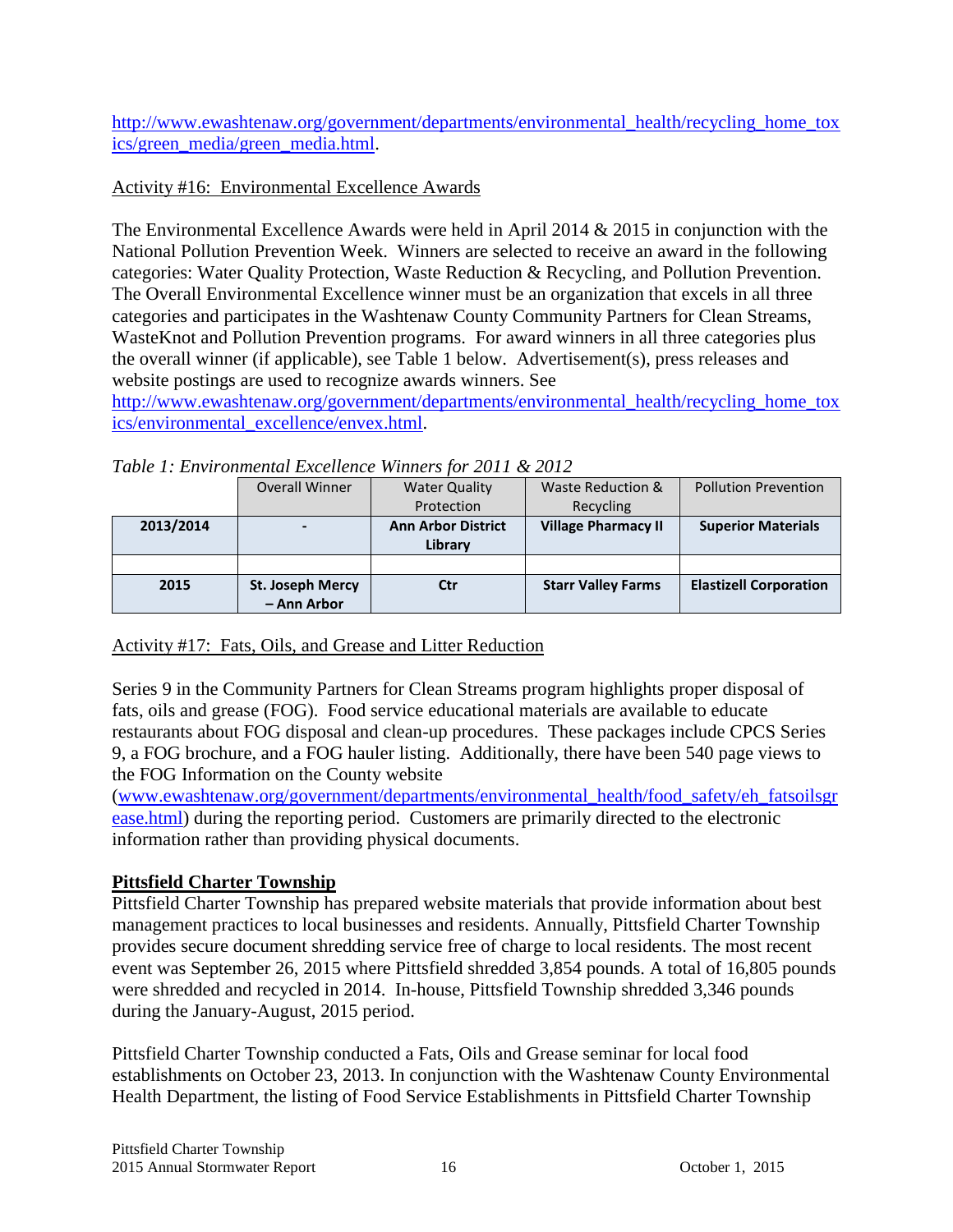http://www.ewashtenaw.org/government/departments/environmental_health/recycling_home_toxics/green_media/green_media.html.

Activity #16: Environmental Excellence Awards

The Environmental Excellence Awards were held in April 2014 & 2015 in conjunction with the National Pollution Prevention Week. Winners are selected to receive an award in the following categories: Water Quality Protection, Waste Reduction & Recycling, and Pollution Prevention. The Overall Environmental Excellence winner must be an organization that excels in all three categories and participates in the Washtenaw County Community Partners for Clean Streams, WasteKnot and Pollution Prevention programs. For award winners in all three categories plus the overall winner (if applicable), see Table 1 below. Advertisement(s), press releases and website postings are used to recognize awards winners. See http://www.ewashtenaw.org/government/departments/environmental_health/recycling_home_toxics/environmental_excellence/envex.html.

*Table 1: Environmental Excellence Winners for 2011 & 2012*

| | Overall Winner | Water Quality Protection | Waste Reduction & Recycling | Pollution Prevention |
|---|---|---|---|---|
| **2013/2014** | **-** | **Ann Arbor District Library** | **Village Pharmacy II** | **Superior Materials** |
| | | | | |
| **2015** | **St. Joseph Mercy – Ann Arbor** | **Ctr** | **Starr Valley Farms** | **Elastizell Corporation** |

Activity #17: Fats, Oils, and Grease and Litter Reduction

Series 9 in the Community Partners for Clean Streams program highlights proper disposal of fats, oils and grease (FOG). Food service educational materials are available to educate restaurants about FOG disposal and clean-up procedures. These packages include CPCS Series 9, a FOG brochure, and a FOG hauler listing. Additionally, there have been 540 page views to the FOG Information on the County website (www.ewashtenaw.org/government/departments/environmental_health/food_safety/eh_fatsoilsgrease.html) during the reporting period. Customers are primarily directed to the electronic information rather than providing physical documents.

**Pittsfield Charter Township**

Pittsfield Charter Township has prepared website materials that provide information about best management practices to local businesses and residents. Annually, Pittsfield Charter Township provides secure document shredding service free of charge to local residents. The most recent event was September 26, 2015 where Pittsfield shredded 3,854 pounds. A total of 16,805 pounds were shredded and recycled in 2014. In-house, Pittsfield Township shredded 3,346 pounds during the January-August, 2015 period.

Pittsfield Charter Township conducted a Fats, Oils and Grease seminar for local food establishments on October 23, 2013. In conjunction with the Washtenaw County Environmental Health Department, the listing of Food Service Establishments in Pittsfield Charter Township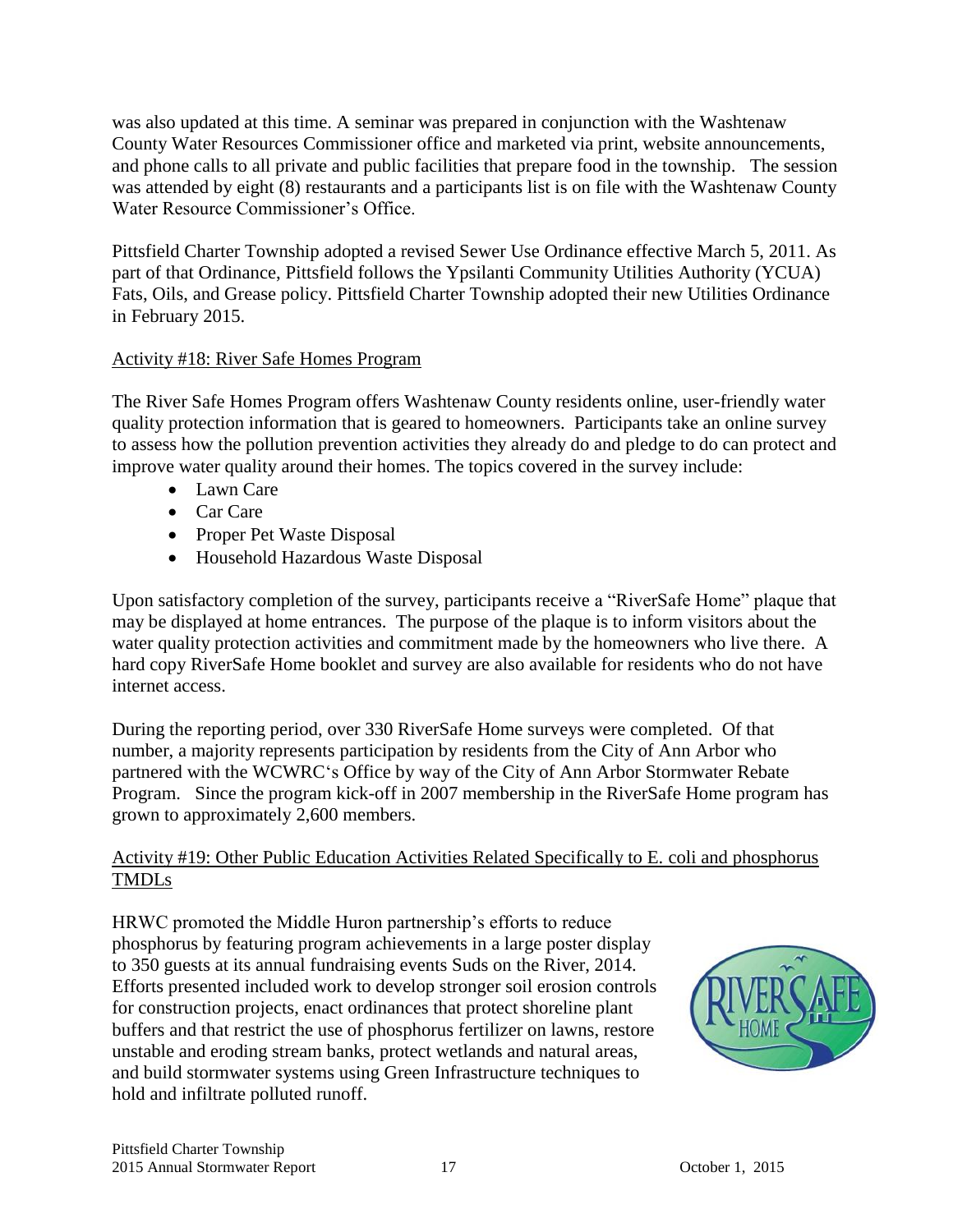was also updated at this time. A seminar was prepared in conjunction with the Washtenaw County Water Resources Commissioner office and marketed via print, website announcements, and phone calls to all private and public facilities that prepare food in the township. The session was attended by eight (8) restaurants and a participants list is on file with the Washtenaw County Water Resource Commissioner's Office.

Pittsfield Charter Township adopted a revised Sewer Use Ordinance effective March 5, 2011. As part of that Ordinance, Pittsfield follows the Ypsilanti Community Utilities Authority (YCUA) Fats, Oils, and Grease policy. Pittsfield Charter Township adopted their new Utilities Ordinance in February 2015.

Activity #18: River Safe Homes Program

The River Safe Homes Program offers Washtenaw County residents online, user-friendly water quality protection information that is geared to homeowners. Participants take an online survey to assess how the pollution prevention activities they already do and pledge to do can protect and improve water quality around their homes. The topics covered in the survey include:

- Lawn Care
- Car Care
- Proper Pet Waste Disposal
- Household Hazardous Waste Disposal

Upon satisfactory completion of the survey, participants receive a "RiverSafe Home" plaque that may be displayed at home entrances. The purpose of the plaque is to inform visitors about the water quality protection activities and commitment made by the homeowners who live there. A hard copy RiverSafe Home booklet and survey are also available for residents who do not have internet access.

During the reporting period, over 330 RiverSafe Home surveys were completed. Of that number, a majority represents participation by residents from the City of Ann Arbor who partnered with the WCWRC's Office by way of the City of Ann Arbor Stormwater Rebate Program. Since the program kick-off in 2007 membership in the RiverSafe Home program has grown to approximately 2,600 members.

Activity #19: Other Public Education Activities Related Specifically to E. coli and phosphorus TMDLs

HRWC promoted the Middle Huron partnership's efforts to reduce phosphorus by featuring program achievements in a large poster display to 350 guests at its annual fundraising events Suds on the River, 2014. Efforts presented included work to develop stronger soil erosion controls for construction projects, enact ordinances that protect shoreline plant buffers and that restrict the use of phosphorus fertilizer on lawns, restore unstable and eroding stream banks, protect wetlands and natural areas, and build stormwater systems using Green Infrastructure techniques to hold and infiltrate polluted runoff.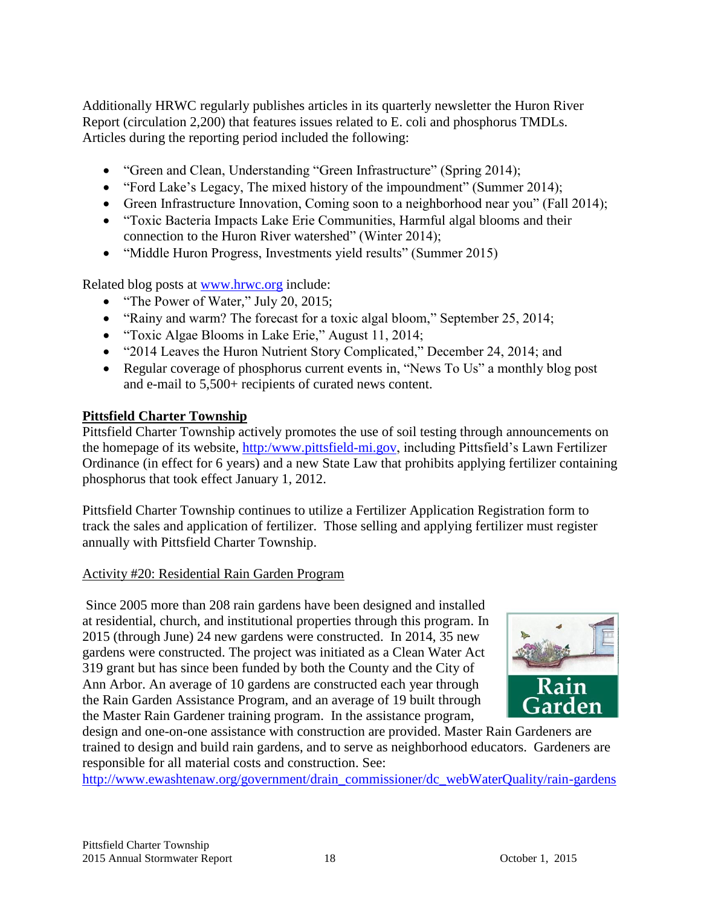Additionally HRWC regularly publishes articles in its quarterly newsletter the Huron River Report (circulation 2,200) that features issues related to E. coli and phosphorus TMDLs. Articles during the reporting period included the following:

- "Green and Clean, Understanding "Green Infrastructure" (Spring 2014);
- "Ford Lake's Legacy, The mixed history of the impoundment" (Summer 2014);
- Green Infrastructure Innovation, Coming soon to a neighborhood near you" (Fall 2014);
- "Toxic Bacteria Impacts Lake Erie Communities, Harmful algal blooms and their connection to the Huron River watershed" (Winter 2014);
- "Middle Huron Progress, Investments yield results" (Summer 2015)

Related blog posts at www.hrwc.org include:

- "The Power of Water," July 20, 2015;
- "Rainy and warm? The forecast for a toxic algal bloom," September 25, 2014;
- "Toxic Algae Blooms in Lake Erie," August 11, 2014;
- "2014 Leaves the Huron Nutrient Story Complicated," December 24, 2014; and
- Regular coverage of phosphorus current events in, "News To Us" a monthly blog post and e-mail to 5,500+ recipients of curated news content.

**Pittsfield Charter Township**

Pittsfield Charter Township actively promotes the use of soil testing through announcements on the homepage of its website, http:/www.pittsfield-mi.gov, including Pittsfield's Lawn Fertilizer Ordinance (in effect for 6 years) and a new State Law that prohibits applying fertilizer containing phosphorus that took effect January 1, 2012.

Pittsfield Charter Township continues to utilize a Fertilizer Application Registration form to track the sales and application of fertilizer. Those selling and applying fertilizer must register annually with Pittsfield Charter Township.

Activity #20: Residential Rain Garden Program

Since 2005 more than 208 rain gardens have been designed and installed at residential, church, and institutional properties through this program. In 2015 (through June) 24 new gardens were constructed. In 2014, 35 new gardens were constructed. The project was initiated as a Clean Water Act 319 grant but has since been funded by both the County and the City of Ann Arbor. An average of 10 gardens are constructed each year through the Rain Garden Assistance Program, and an average of 19 built through the Master Rain Gardener training program. In the assistance program, design and one-on-one assistance with construction are provided. Master Rain Gardeners are trained to design and build rain gardens, and to serve as neighborhood educators. Gardeners are responsible for all material costs and construction. See: http://www.ewashtenaw.org/government/drain_commissioner/dc_webWaterQuality/rain-gardens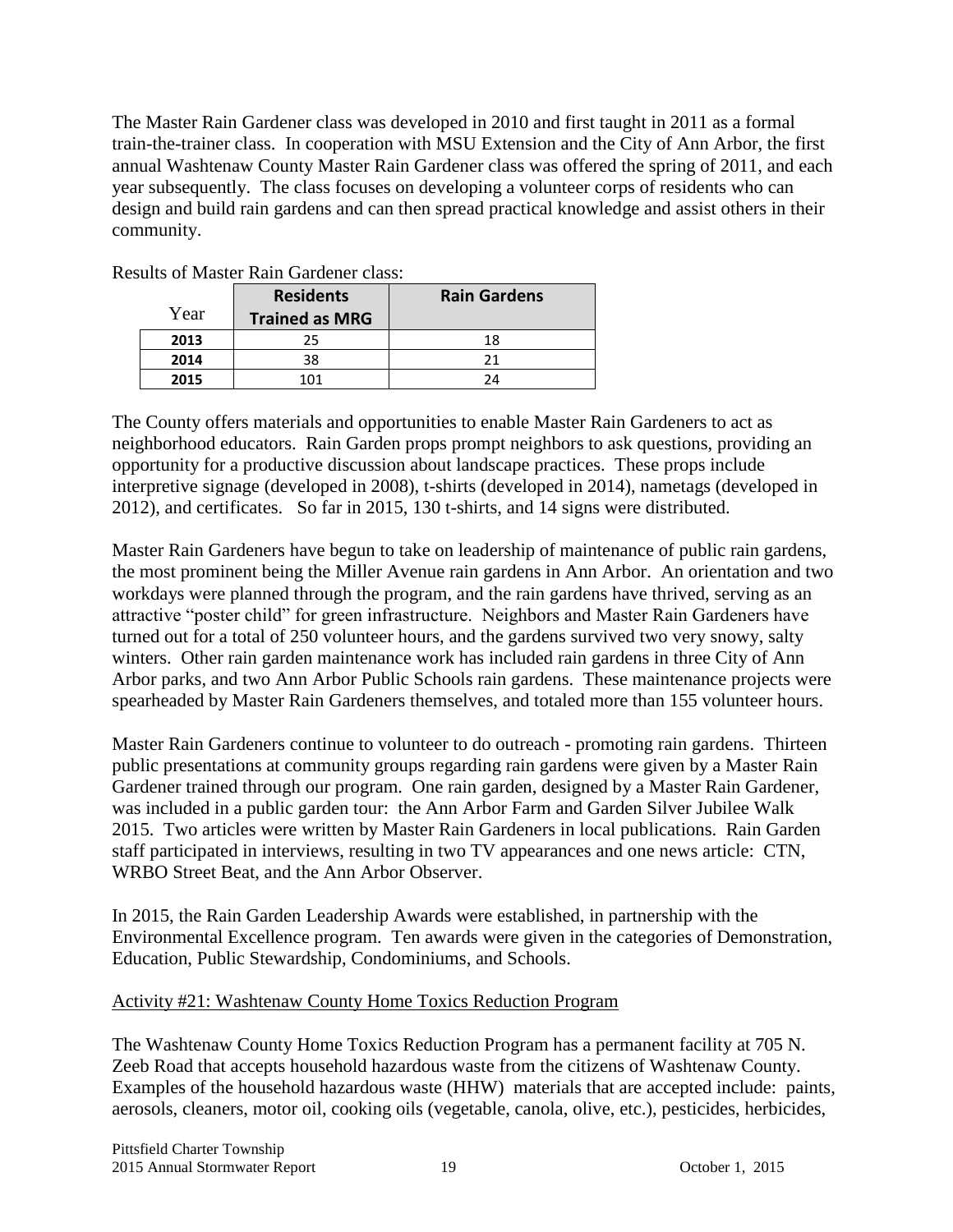The Master Rain Gardener class was developed in 2010 and first taught in 2011 as a formal train-the-trainer class. In cooperation with MSU Extension and the City of Ann Arbor, the first annual Washtenaw County Master Rain Gardener class was offered the spring of 2011, and each year subsequently. The class focuses on developing a volunteer corps of residents who can design and build rain gardens and can then spread practical knowledge and assist others in their community.

Results of Master Rain Gardener class:

| Year | Residents Trained as MRG | Rain Gardens |
|---|---|---|
| **2013** | 25 | 18 |
| **2014** | 38 | 21 |
| **2015** | 101 | 24 |

The County offers materials and opportunities to enable Master Rain Gardeners to act as neighborhood educators. Rain Garden props prompt neighbors to ask questions, providing an opportunity for a productive discussion about landscape practices. These props include interpretive signage (developed in 2008), t-shirts (developed in 2014), nametags (developed in 2012), and certificates. So far in 2015, 130 t-shirts, and 14 signs were distributed.

Master Rain Gardeners have begun to take on leadership of maintenance of public rain gardens, the most prominent being the Miller Avenue rain gardens in Ann Arbor. An orientation and two workdays were planned through the program, and the rain gardens have thrived, serving as an attractive "poster child" for green infrastructure. Neighbors and Master Rain Gardeners have turned out for a total of 250 volunteer hours, and the gardens survived two very snowy, salty winters. Other rain garden maintenance work has included rain gardens in three City of Ann Arbor parks, and two Ann Arbor Public Schools rain gardens. These maintenance projects were spearheaded by Master Rain Gardeners themselves, and totaled more than 155 volunteer hours.

Master Rain Gardeners continue to volunteer to do outreach - promoting rain gardens. Thirteen public presentations at community groups regarding rain gardens were given by a Master Rain Gardener trained through our program. One rain garden, designed by a Master Rain Gardener, was included in a public garden tour: the Ann Arbor Farm and Garden Silver Jubilee Walk 2015. Two articles were written by Master Rain Gardeners in local publications. Rain Garden staff participated in interviews, resulting in two TV appearances and one news article: CTN, WRBO Street Beat, and the Ann Arbor Observer.

In 2015, the Rain Garden Leadership Awards were established, in partnership with the Environmental Excellence program. Ten awards were given in the categories of Demonstration, Education, Public Stewardship, Condominiums, and Schools.

Activity #21: Washtenaw County Home Toxics Reduction Program

The Washtenaw County Home Toxics Reduction Program has a permanent facility at 705 N. Zeeb Road that accepts household hazardous waste from the citizens of Washtenaw County. Examples of the household hazardous waste (HHW) materials that are accepted include: paints, aerosols, cleaners, motor oil, cooking oils (vegetable, canola, olive, etc.), pesticides, herbicides,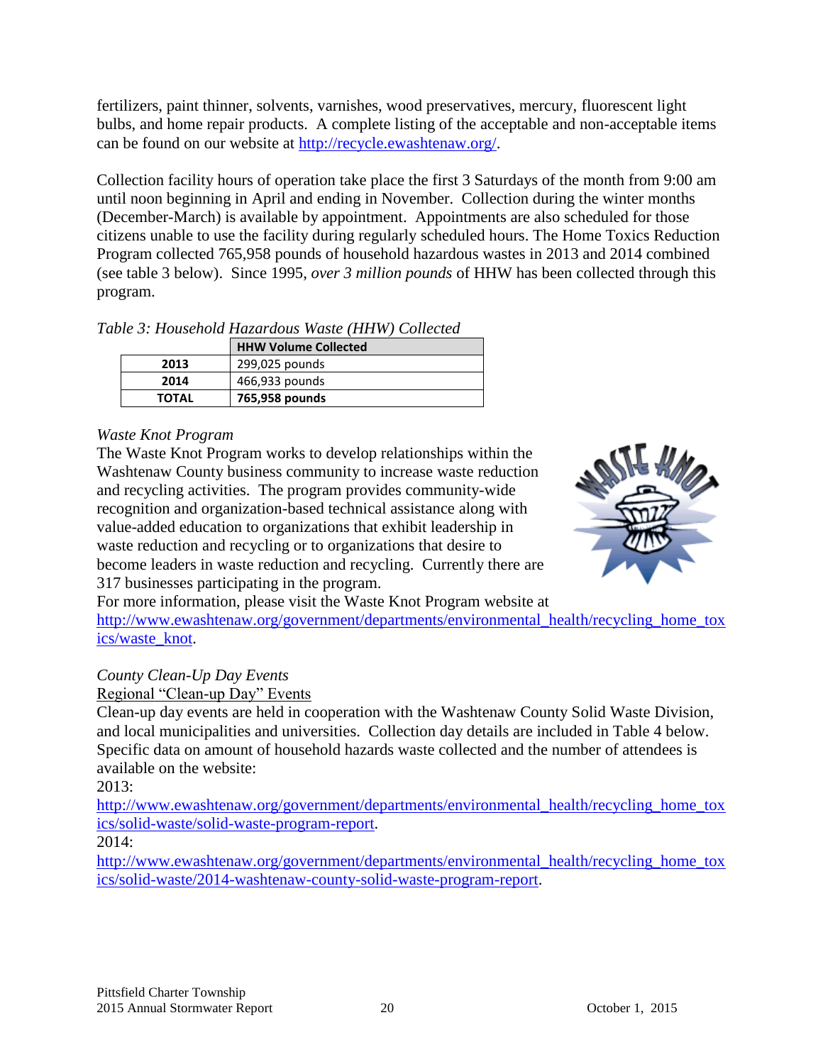fertilizers, paint thinner, solvents, varnishes, wood preservatives, mercury, fluorescent light bulbs, and home repair products. A complete listing of the acceptable and non-acceptable items can be found on our website at http://recycle.ewashtenaw.org/.

Collection facility hours of operation take place the first 3 Saturdays of the month from 9:00 am until noon beginning in April and ending in November. Collection during the winter months (December-March) is available by appointment. Appointments are also scheduled for those citizens unable to use the facility during regularly scheduled hours. The Home Toxics Reduction Program collected 765,958 pounds of household hazardous wastes in 2013 and 2014 combined (see table 3 below). Since 1995, *over 3 million pounds* of HHW has been collected through this program.

*Table 3: Household Hazardous Waste (HHW) Collected*

| | HHW Volume Collected |
|---|---|
| **2013** | 299,025 pounds |
| **2014** | 466,933 pounds |
| **TOTAL** | **765,958 pounds** |

*Waste Knot Program*

The Waste Knot Program works to develop relationships within the Washtenaw County business community to increase waste reduction and recycling activities. The program provides community-wide recognition and organization-based technical assistance along with value-added education to organizations that exhibit leadership in waste reduction and recycling or to organizations that desire to become leaders in waste reduction and recycling. Currently there are 317 businesses participating in the program.

For more information, please visit the Waste Knot Program website at http://www.ewashtenaw.org/government/departments/environmental_health/recycling_home_toxics/waste_knot.

*County Clean-Up Day Events*

Regional "Clean-up Day" Events

Clean-up day events are held in cooperation with the Washtenaw County Solid Waste Division, and local municipalities and universities. Collection day details are included in Table 4 below. Specific data on amount of household hazards waste collected and the number of attendees is available on the website:

2013:
http://www.ewashtenaw.org/government/departments/environmental_health/recycling_home_toxics/solid-waste/solid-waste-program-report.

2014:
http://www.ewashtenaw.org/government/departments/environmental_health/recycling_home_toxics/solid-waste/2014-washtenaw-county-solid-waste-program-report.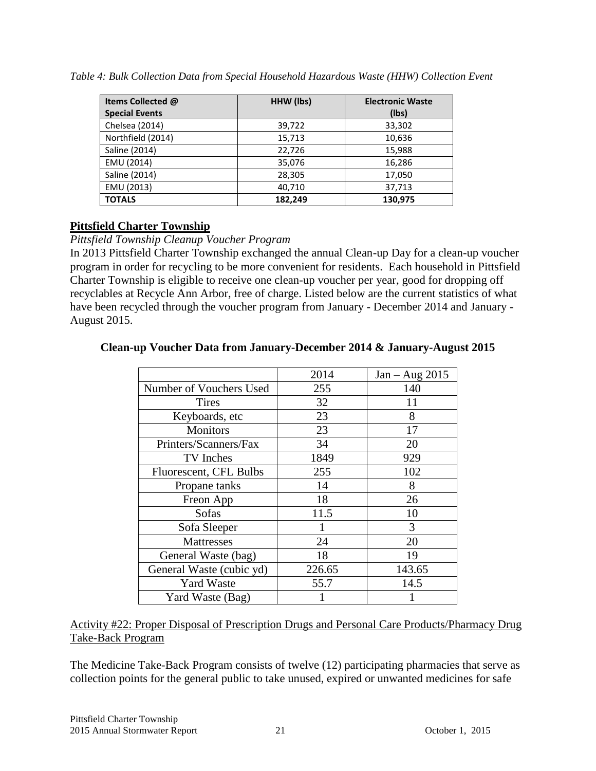*Table 4: Bulk Collection Data from Special Household Hazardous Waste (HHW) Collection Event*

| Items Collected @ Special Events | HHW (lbs) | Electronic Waste (lbs) |
|---|---|---|
| Chelsea (2014) | 39,722 | 33,302 |
| Northfield (2014) | 15,713 | 10,636 |
| Saline (2014) | 22,726 | 15,988 |
| EMU (2014) | 35,076 | 16,286 |
| Saline (2014) | 28,305 | 17,050 |
| EMU (2013) | 40,710 | 37,713 |
| **TOTALS** | **182,249** | **130,975** |

## Pittsfield Charter Township

*Pittsfield Township Cleanup Voucher Program*

In 2013 Pittsfield Charter Township exchanged the annual Clean-up Day for a clean-up voucher program in order for recycling to be more convenient for residents. Each household in Pittsfield Charter Township is eligible to receive one clean-up voucher per year, good for dropping off recyclables at Recycle Ann Arbor, free of charge. Listed below are the current statistics of what have been recycled through the voucher program from January - December 2014 and January - August 2015.

**Clean-up Voucher Data from January-December 2014 & January-August 2015**

| | 2014 | Jan – Aug 2015 |
|---|---|---|
| Number of Vouchers Used | 255 | 140 |
| Tires | 32 | 11 |
| Keyboards, etc | 23 | 8 |
| Monitors | 23 | 17 |
| Printers/Scanners/Fax | 34 | 20 |
| TV Inches | 1849 | 929 |
| Fluorescent, CFL Bulbs | 255 | 102 |
| Propane tanks | 14 | 8 |
| Freon App | 18 | 26 |
| Sofas | 11.5 | 10 |
| Sofa Sleeper | 1 | 3 |
| Mattresses | 24 | 20 |
| General Waste (bag) | 18 | 19 |
| General Waste (cubic yd) | 226.65 | 143.65 |
| Yard Waste | 55.7 | 14.5 |
| Yard Waste (Bag) | 1 | 1 |

Activity #22: Proper Disposal of Prescription Drugs and Personal Care Products/Pharmacy Drug Take-Back Program

The Medicine Take-Back Program consists of twelve (12) participating pharmacies that serve as collection points for the general public to take unused, expired or unwanted medicines for safe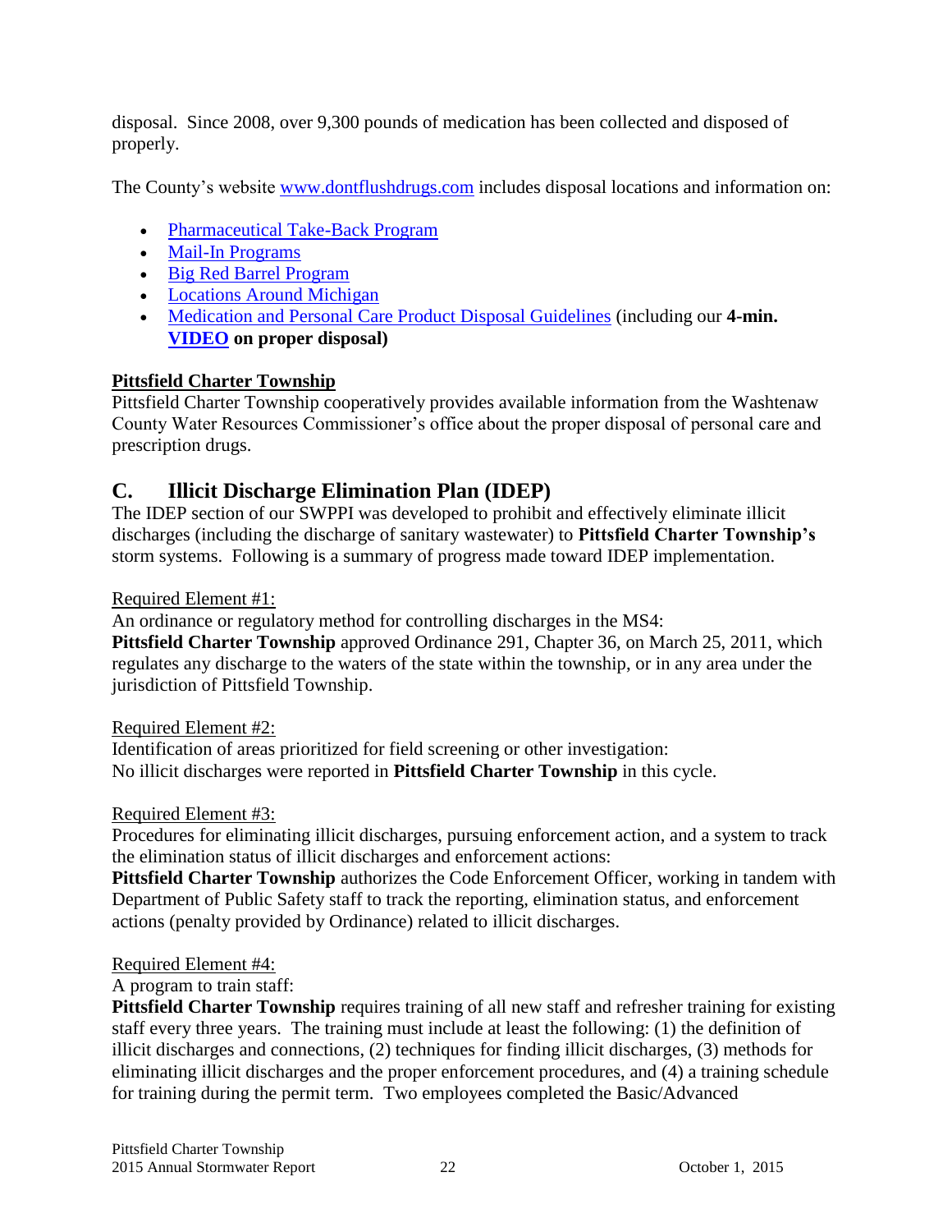disposal. Since 2008, over 9,300 pounds of medication has been collected and disposed of properly.

The County's website www.dontflushdrugs.com includes disposal locations and information on:

- Pharmaceutical Take-Back Program
- Mail-In Programs
- Big Red Barrel Program
- Locations Around Michigan
- Medication and Personal Care Product Disposal Guidelines (including our **4-min. VIDEO on proper disposal)**

**Pittsfield Charter Township**

Pittsfield Charter Township cooperatively provides available information from the Washtenaw County Water Resources Commissioner's office about the proper disposal of personal care and prescription drugs.

## C. Illicit Discharge Elimination Plan (IDEP)

The IDEP section of our SWPPI was developed to prohibit and effectively eliminate illicit discharges (including the discharge of sanitary wastewater) to **Pittsfield Charter Township's** storm systems. Following is a summary of progress made toward IDEP implementation.

Required Element #1:

An ordinance or regulatory method for controlling discharges in the MS4:
**Pittsfield Charter Township** approved Ordinance 291, Chapter 36, on March 25, 2011, which regulates any discharge to the waters of the state within the township, or in any area under the jurisdiction of Pittsfield Township.

Required Element #2:

Identification of areas prioritized for field screening or other investigation:
No illicit discharges were reported in **Pittsfield Charter Township** in this cycle.

Required Element #3:

Procedures for eliminating illicit discharges, pursuing enforcement action, and a system to track the elimination status of illicit discharges and enforcement actions:
**Pittsfield Charter Township** authorizes the Code Enforcement Officer, working in tandem with Department of Public Safety staff to track the reporting, elimination status, and enforcement actions (penalty provided by Ordinance) related to illicit discharges.

Required Element #4:

A program to train staff:
**Pittsfield Charter Township** requires training of all new staff and refresher training for existing staff every three years. The training must include at least the following: (1) the definition of illicit discharges and connections, (2) techniques for finding illicit discharges, (3) methods for eliminating illicit discharges and the proper enforcement procedures, and (4) a training schedule for training during the permit term. Two employees completed the Basic/Advanced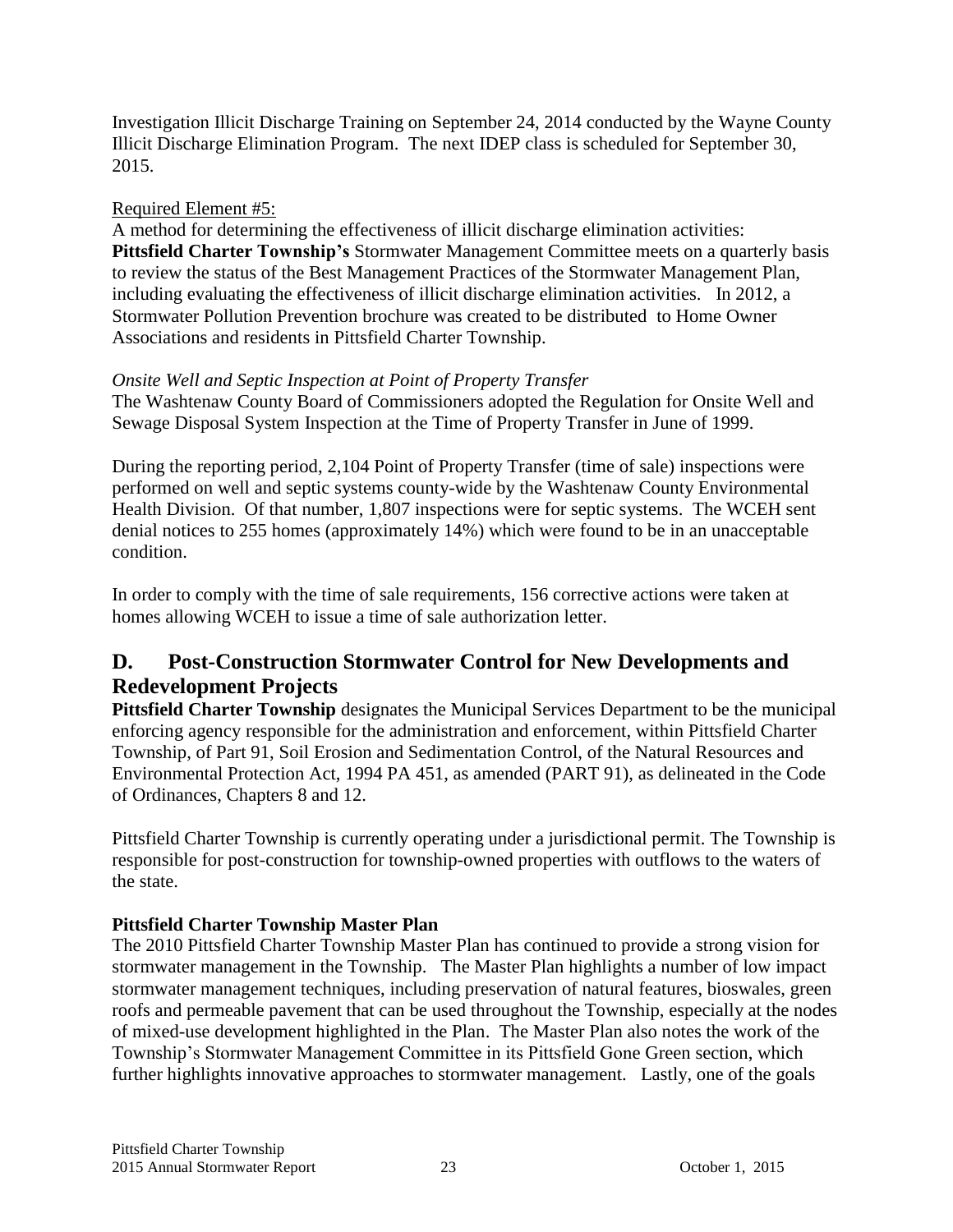Investigation Illicit Discharge Training on September 24, 2014 conducted by the Wayne County Illicit Discharge Elimination Program. The next IDEP class is scheduled for September 30, 2015.

Required Element #5:

A method for determining the effectiveness of illicit discharge elimination activities: **Pittsfield Charter Township's** Stormwater Management Committee meets on a quarterly basis to review the status of the Best Management Practices of the Stormwater Management Plan, including evaluating the effectiveness of illicit discharge elimination activities. In 2012, a Stormwater Pollution Prevention brochure was created to be distributed to Home Owner Associations and residents in Pittsfield Charter Township.

*Onsite Well and Septic Inspection at Point of Property Transfer*

The Washtenaw County Board of Commissioners adopted the Regulation for Onsite Well and Sewage Disposal System Inspection at the Time of Property Transfer in June of 1999.

During the reporting period, 2,104 Point of Property Transfer (time of sale) inspections were performed on well and septic systems county-wide by the Washtenaw County Environmental Health Division. Of that number, 1,807 inspections were for septic systems. The WCEH sent denial notices to 255 homes (approximately 14%) which were found to be in an unacceptable condition.

In order to comply with the time of sale requirements, 156 corrective actions were taken at homes allowing WCEH to issue a time of sale authorization letter.

## D. Post-Construction Stormwater Control for New Developments and Redevelopment Projects

**Pittsfield Charter Township** designates the Municipal Services Department to be the municipal enforcing agency responsible for the administration and enforcement, within Pittsfield Charter Township, of Part 91, Soil Erosion and Sedimentation Control, of the Natural Resources and Environmental Protection Act, 1994 PA 451, as amended (PART 91), as delineated in the Code of Ordinances, Chapters 8 and 12.

Pittsfield Charter Township is currently operating under a jurisdictional permit. The Township is responsible for post-construction for township-owned properties with outflows to the waters of the state.

**Pittsfield Charter Township Master Plan**

The 2010 Pittsfield Charter Township Master Plan has continued to provide a strong vision for stormwater management in the Township. The Master Plan highlights a number of low impact stormwater management techniques, including preservation of natural features, bioswales, green roofs and permeable pavement that can be used throughout the Township, especially at the nodes of mixed-use development highlighted in the Plan. The Master Plan also notes the work of the Township's Stormwater Management Committee in its Pittsfield Gone Green section, which further highlights innovative approaches to stormwater management. Lastly, one of the goals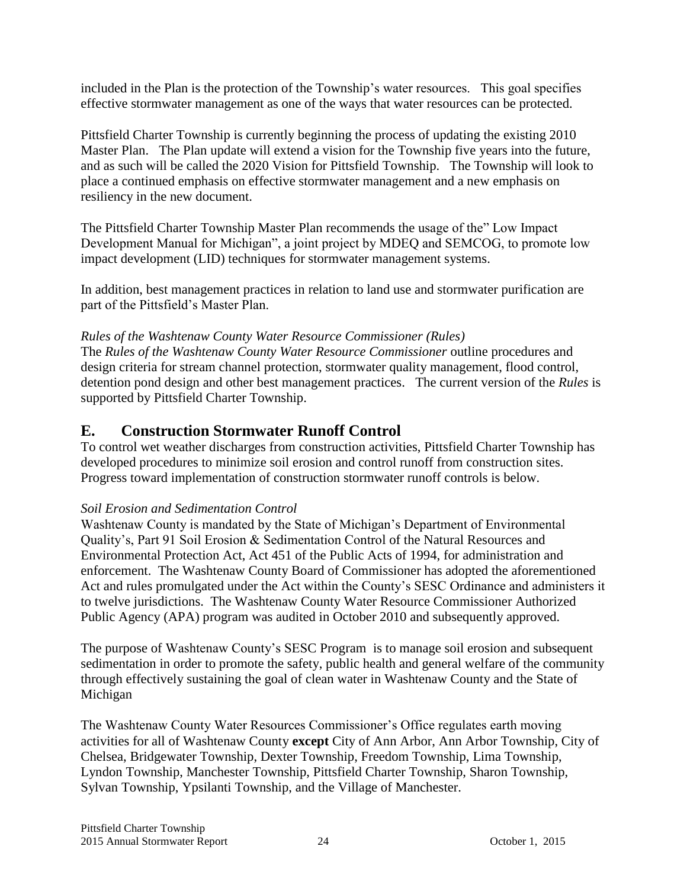included in the Plan is the protection of the Township's water resources. This goal specifies effective stormwater management as one of the ways that water resources can be protected.

Pittsfield Charter Township is currently beginning the process of updating the existing 2010 Master Plan. The Plan update will extend a vision for the Township five years into the future, and as such will be called the 2020 Vision for Pittsfield Township. The Township will look to place a continued emphasis on effective stormwater management and a new emphasis on resiliency in the new document.

The Pittsfield Charter Township Master Plan recommends the usage of the" Low Impact Development Manual for Michigan", a joint project by MDEQ and SEMCOG, to promote low impact development (LID) techniques for stormwater management systems.

In addition, best management practices in relation to land use and stormwater purification are part of the Pittsfield's Master Plan.

*Rules of the Washtenaw County Water Resource Commissioner (Rules)*

The *Rules of the Washtenaw County Water Resource Commissioner* outline procedures and design criteria for stream channel protection, stormwater quality management, flood control, detention pond design and other best management practices. The current version of the *Rules* is supported by Pittsfield Charter Township.

## E. Construction Stormwater Runoff Control

To control wet weather discharges from construction activities, Pittsfield Charter Township has developed procedures to minimize soil erosion and control runoff from construction sites. Progress toward implementation of construction stormwater runoff controls is below.

*Soil Erosion and Sedimentation Control*

Washtenaw County is mandated by the State of Michigan's Department of Environmental Quality's, Part 91 Soil Erosion & Sedimentation Control of the Natural Resources and Environmental Protection Act, Act 451 of the Public Acts of 1994, for administration and enforcement. The Washtenaw County Board of Commissioner has adopted the aforementioned Act and rules promulgated under the Act within the County's SESC Ordinance and administers it to twelve jurisdictions. The Washtenaw County Water Resource Commissioner Authorized Public Agency (APA) program was audited in October 2010 and subsequently approved.

The purpose of Washtenaw County's SESC Program is to manage soil erosion and subsequent sedimentation in order to promote the safety, public health and general welfare of the community through effectively sustaining the goal of clean water in Washtenaw County and the State of Michigan

The Washtenaw County Water Resources Commissioner's Office regulates earth moving activities for all of Washtenaw County **except** City of Ann Arbor, Ann Arbor Township, City of Chelsea, Bridgewater Township, Dexter Township, Freedom Township, Lima Township, Lyndon Township, Manchester Township, Pittsfield Charter Township, Sharon Township, Sylvan Township, Ypsilanti Township, and the Village of Manchester.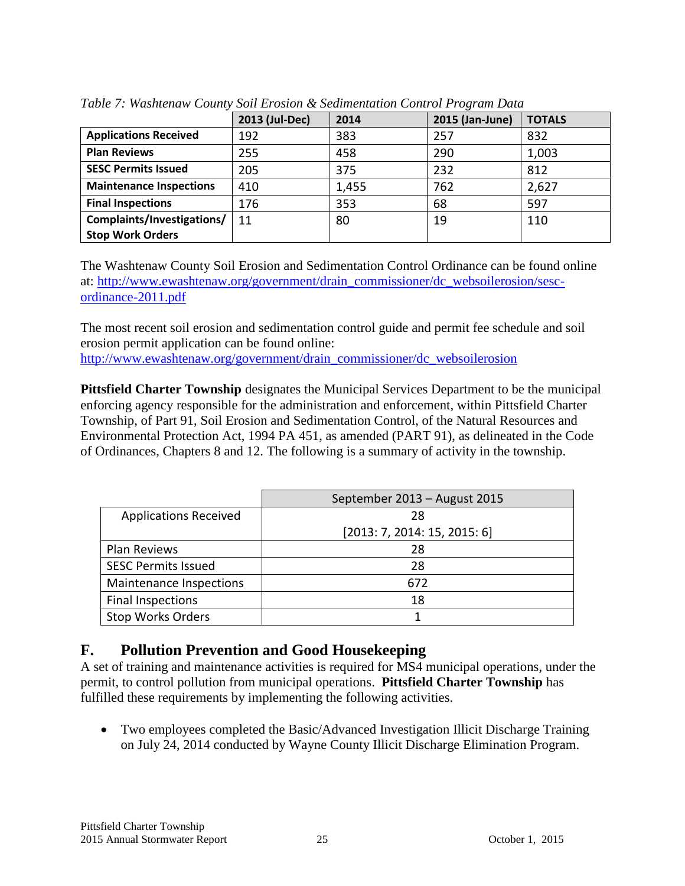*Table 7: Washtenaw County Soil Erosion & Sedimentation Control Program Data*

| | 2013 (Jul-Dec) | 2014 | 2015 (Jan-June) | TOTALS |
|---|---|---|---|---|
| **Applications Received** | 192 | 383 | 257 | 832 |
| **Plan Reviews** | 255 | 458 | 290 | 1,003 |
| **SESC Permits Issued** | 205 | 375 | 232 | 812 |
| **Maintenance Inspections** | 410 | 1,455 | 762 | 2,627 |
| **Final Inspections** | 176 | 353 | 68 | 597 |
| **Complaints/Investigations/ Stop Work Orders** | 11 | 80 | 19 | 110 |

The Washtenaw County Soil Erosion and Sedimentation Control Ordinance can be found online at: http://www.ewashtenaw.org/government/drain_commissioner/dc_websoilerosion/sesc-ordinance-2011.pdf

The most recent soil erosion and sedimentation control guide and permit fee schedule and soil erosion permit application can be found online: http://www.ewashtenaw.org/government/drain_commissioner/dc_websoilerosion

**Pittsfield Charter Township** designates the Municipal Services Department to be the municipal enforcing agency responsible for the administration and enforcement, within Pittsfield Charter Township, of Part 91, Soil Erosion and Sedimentation Control, of the Natural Resources and Environmental Protection Act, 1994 PA 451, as amended (PART 91), as delineated in the Code of Ordinances, Chapters 8 and 12. The following is a summary of activity in the township.

| | September 2013 – August 2015 |
|---|---|
| Applications Received | 28 [2013: 7, 2014: 15, 2015: 6] |
| Plan Reviews | 28 |
| SESC Permits Issued | 28 |
| Maintenance Inspections | 672 |
| Final Inspections | 18 |
| Stop Works Orders | 1 |

## F. Pollution Prevention and Good Housekeeping

A set of training and maintenance activities is required for MS4 municipal operations, under the permit, to control pollution from municipal operations. **Pittsfield Charter Township** has fulfilled these requirements by implementing the following activities.

- Two employees completed the Basic/Advanced Investigation Illicit Discharge Training on July 24, 2014 conducted by Wayne County Illicit Discharge Elimination Program.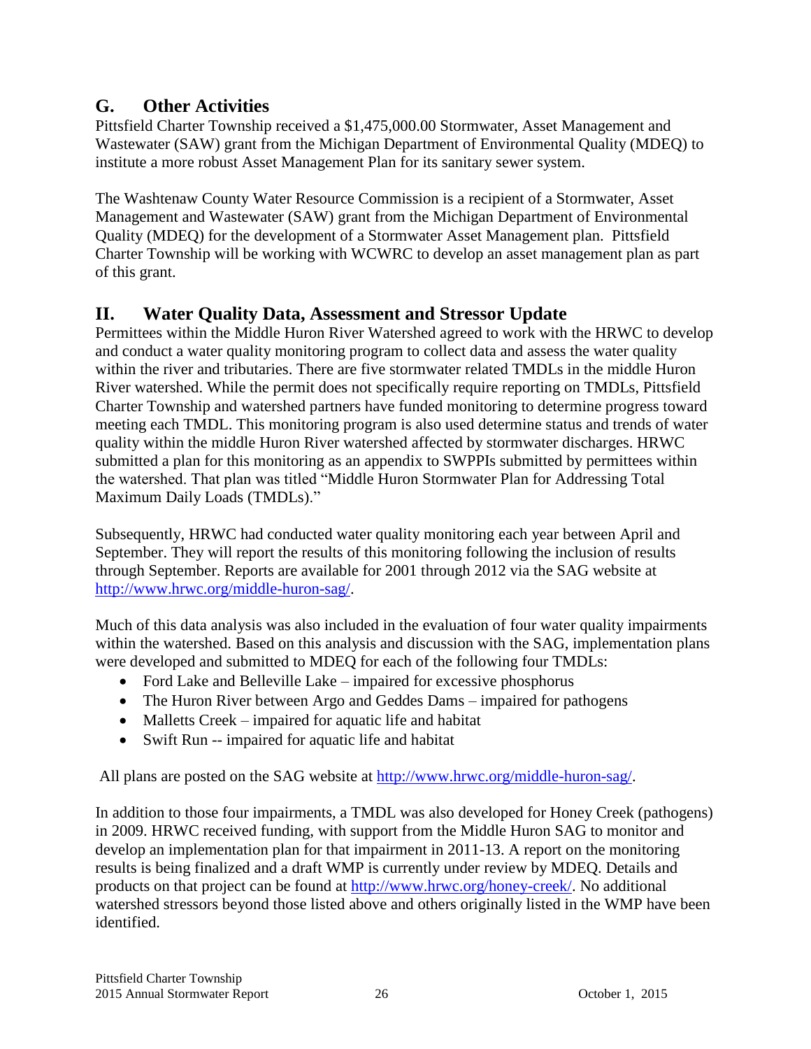## G. Other Activities

Pittsfield Charter Township received a $1,475,000.00 Stormwater, Asset Management and Wastewater (SAW) grant from the Michigan Department of Environmental Quality (MDEQ) to institute a more robust Asset Management Plan for its sanitary sewer system.

The Washtenaw County Water Resource Commission is a recipient of a Stormwater, Asset Management and Wastewater (SAW) grant from the Michigan Department of Environmental Quality (MDEQ) for the development of a Stormwater Asset Management plan. Pittsfield Charter Township will be working with WCWRC to develop an asset management plan as part of this grant.

# II. Water Quality Data, Assessment and Stressor Update

Permittees within the Middle Huron River Watershed agreed to work with the HRWC to develop and conduct a water quality monitoring program to collect data and assess the water quality within the river and tributaries. There are five stormwater related TMDLs in the middle Huron River watershed. While the permit does not specifically require reporting on TMDLs, Pittsfield Charter Township and watershed partners have funded monitoring to determine progress toward meeting each TMDL. This monitoring program is also used determine status and trends of water quality within the middle Huron River watershed affected by stormwater discharges. HRWC submitted a plan for this monitoring as an appendix to SWPPIs submitted by permittees within the watershed. That plan was titled "Middle Huron Stormwater Plan for Addressing Total Maximum Daily Loads (TMDLs)."

Subsequently, HRWC had conducted water quality monitoring each year between April and September. They will report the results of this monitoring following the inclusion of results through September. Reports are available for 2001 through 2012 via the SAG website at http://www.hrwc.org/middle-huron-sag/.

Much of this data analysis was also included in the evaluation of four water quality impairments within the watershed. Based on this analysis and discussion with the SAG, implementation plans were developed and submitted to MDEQ for each of the following four TMDLs:

- Ford Lake and Belleville Lake – impaired for excessive phosphorus
- The Huron River between Argo and Geddes Dams – impaired for pathogens
- Malletts Creek – impaired for aquatic life and habitat
- Swift Run -- impaired for aquatic life and habitat

All plans are posted on the SAG website at http://www.hrwc.org/middle-huron-sag/.

In addition to those four impairments, a TMDL was also developed for Honey Creek (pathogens) in 2009. HRWC received funding, with support from the Middle Huron SAG to monitor and develop an implementation plan for that impairment in 2011-13. A report on the monitoring results is being finalized and a draft WMP is currently under review by MDEQ. Details and products on that project can be found at http://www.hrwc.org/honey-creek/. No additional watershed stressors beyond those listed above and others originally listed in the WMP have been identified.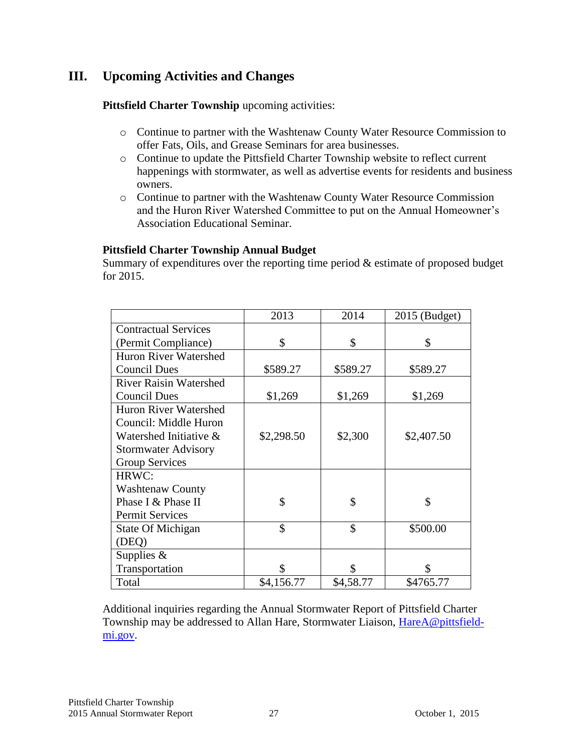## III. Upcoming Activities and Changes

**Pittsfield Charter Township** upcoming activities:

- Continue to partner with the Washtenaw County Water Resource Commission to offer Fats, Oils, and Grease Seminars for area businesses.
- Continue to update the Pittsfield Charter Township website to reflect current happenings with stormwater, as well as advertise events for residents and business owners.
- Continue to partner with the Washtenaw County Water Resource Commission and the Huron River Watershed Committee to put on the Annual Homeowner's Association Educational Seminar.

**Pittsfield Charter Township Annual Budget**

Summary of expenditures over the reporting time period & estimate of proposed budget for 2015.

| | 2013 | 2014 | 2015 (Budget) |
|---|---|---|---|
| Contractual Services (Permit Compliance) | $ | $ | $ |
| Huron River Watershed Council Dues | $589.27 | $589.27 | $589.27 |
| River Raisin Watershed Council Dues | $1,269 | $1,269 | $1,269 |
| Huron River Watershed Council: Middle Huron Watershed Initiative & Stormwater Advisory Group Services | $2,298.50 | $2,300 | $2,407.50 |
| HRWC: Washtenaw County Phase I & Phase II Permit Services | $ | $ | $ |
| State Of Michigan (DEQ) | $ | $ | $500.00 |
| Supplies & Transportation | $ | $ | $ |
| Total | $4,156.77 | $4,58.77 | $4765.77 |

Additional inquiries regarding the Annual Stormwater Report of Pittsfield Charter Township may be addressed to Allan Hare, Stormwater Liaison, [HareA@pittsfield-mi.gov](mailto:HareA@pittsfield-mi.gov).